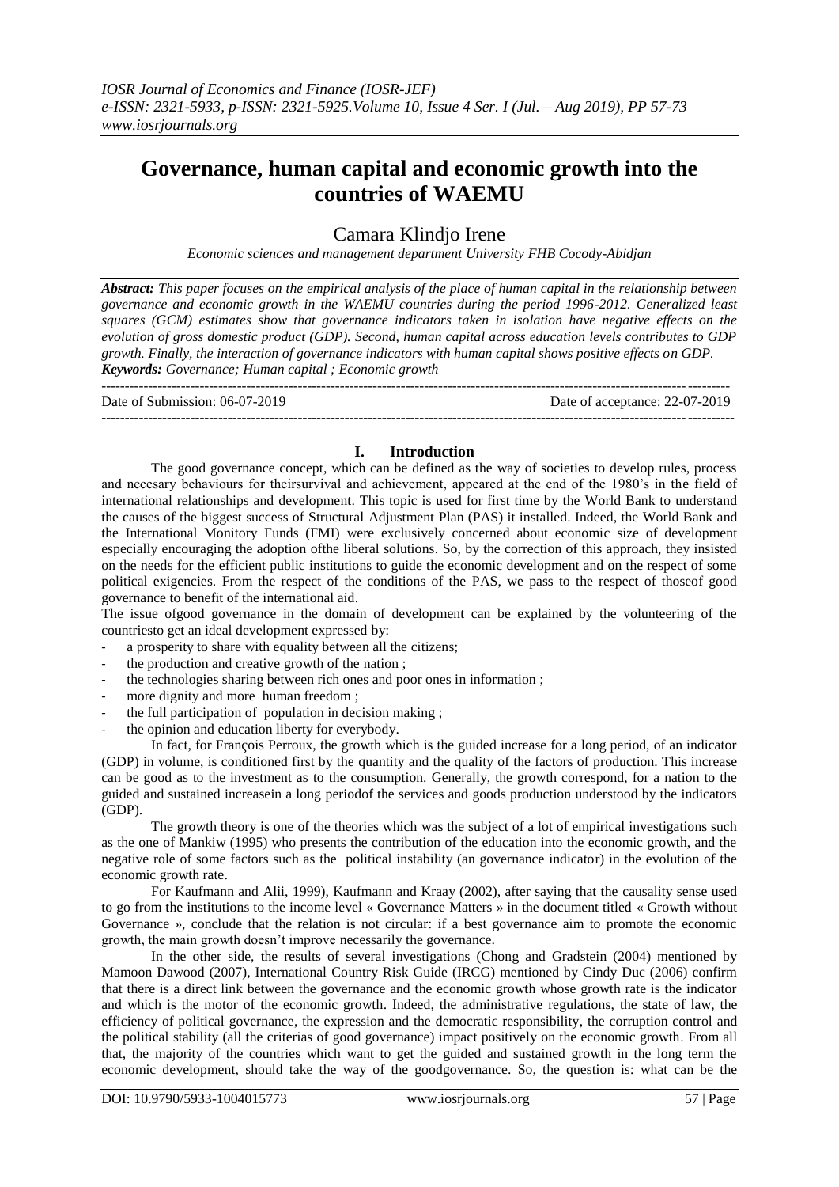# Governance, human capital and economic growth into the countries of WAEMU

Camara Klindjo Irene

*Economic sciences and management department University FHB Cocody-Abidjan*

***Abstract:*** *This paper focuses on the empirical analysis of the place of human capital in the relationship between governance and economic growth in the WAEMU countries during the period 1996-2012. Generalized least squares (GCM) estimates show that governance indicators taken in isolation have negative effects on the evolution of gross domestic product (GDP). Second, human capital across education levels contributes to GDP growth. Finally, the interaction of governance indicators with human capital shows positive effects on GDP.*

***Keywords:*** *Governance; Human capital ; Economic growth*

---

Date of Submission: 06-07-2019 Date of acceptance: 22-07-2019

---

## I. Introduction

The good governance concept, which can be defined as the way of societies to develop rules, process and necesary behaviours for theirsurvival and achievement, appeared at the end of the 1980's in the field of international relationships and development. This topic is used for first time by the World Bank to understand the causes of the biggest success of Structural Adjustment Plan (PAS) it installed. Indeed, the World Bank and the International Monitory Funds (FMI) were exclusively concerned about economic size of development especially encouraging the adoption ofthe liberal solutions. So, by the correction of this approach, they insisted on the needs for the efficient public institutions to guide the economic development and on the respect of some political exigencies. From the respect of the conditions of the PAS, we pass to the respect of thoseof good governance to benefit of the international aid.

The issue ofgood governance in the domain of development can be explained by the volunteering of the countriesto get an ideal development expressed by:

- a prosperity to share with equality between all the citizens;
- the production and creative growth of the nation ;
- the technologies sharing between rich ones and poor ones in information ;
- more dignity and more human freedom ;
- the full participation of population in decision making ;
- the opinion and education liberty for everybody.

In fact, for François Perroux, the growth which is the guided increase for a long period, of an indicator (GDP) in volume, is conditioned first by the quantity and the quality of the factors of production. This increase can be good as to the investment as to the consumption. Generally, the growth correspond, for a nation to the guided and sustained increasein a long periodof the services and goods production understood by the indicators (GDP).

The growth theory is one of the theories which was the subject of a lot of empirical investigations such as the one of Mankiw (1995) who presents the contribution of the education into the economic growth, and the negative role of some factors such as the political instability (an governance indicator) in the evolution of the economic growth rate.

For Kaufmann and Alii, 1999), Kaufmann and Kraay (2002), after saying that the causality sense used to go from the institutions to the income level « Governance Matters » in the document titled « Growth without Governance », conclude that the relation is not circular: if a best governance aim to promote the economic growth, the main growth doesn't improve necessarily the governance.

In the other side, the results of several investigations (Chong and Gradstein (2004) mentioned by Mamoon Dawood (2007), International Country Risk Guide (IRCG) mentioned by Cindy Duc (2006) confirm that there is a direct link between the governance and the economic growth whose growth rate is the indicator and which is the motor of the economic growth. Indeed, the administrative regulations, the state of law, the efficiency of political governance, the expression and the democratic responsibility, the corruption control and the political stability (all the criterias of good governance) impact positively on the economic growth. From all that, the majority of the countries which want to get the guided and sustained growth in the long term the economic development, should take the way of the goodgovernance. So, the question is: what can be the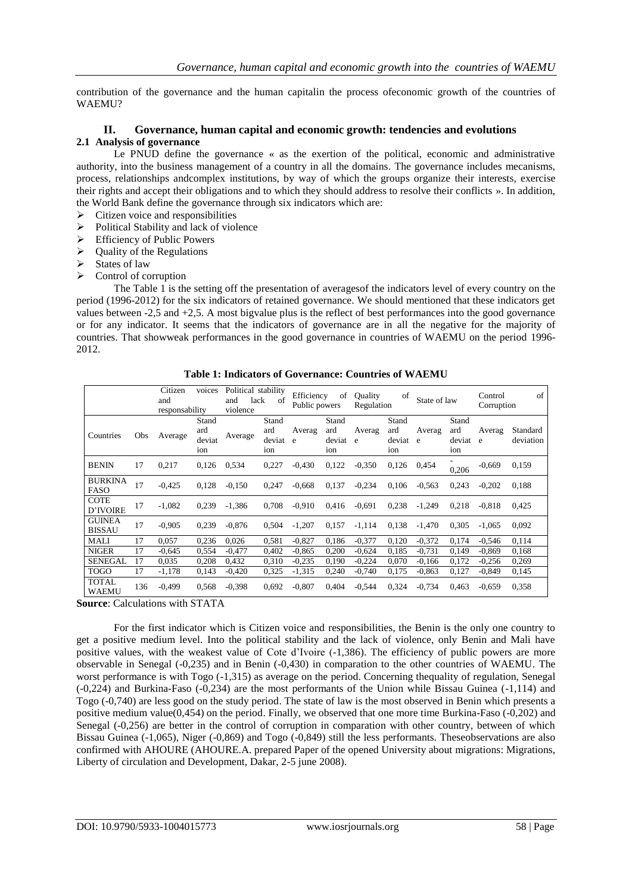contribution of the governance and the human capitalin the process ofeconomic growth of the countries of WAEMU?

## II. Governance, human capital and economic growth: tendencies and evolutions

### 2.1 Analysis of governance

Le PNUD define the governance « as the exertion of the political, economic and administrative authority, into the business management of a country in all the domains. The governance includes mecanisms, process, relationships andcomplex institutions, by way of which the groups organize their interests, exercise their rights and accept their obligations and to which they should address to resolve their conflicts ». In addition, the World Bank define the governance through six indicators which are:

- Citizen voice and responsibilities
- Political Stability and lack of violence
- Efficiency of Public Powers
- Quality of the Regulations
- States of law
- Control of corruption

The Table 1 is the setting off the presentation of averagesof the indicators level of every country on the period (1996-2012) for the six indicators of retained governance. We should mentioned that these indicators get values between -2,5 and +2,5. A most bigvalue plus is the reflect of best performances into the good governance or for any indicator. It seems that the indicators of governance are in all the negative for the majority of countries. That showweak performances in the good governance in countries of WAEMU on the period 1996-2012.

**Table 1: Indicators of Governance: Countries of WAEMU**

| | | Citizen voices and responsability | | Political stability and lack of violence | | Efficiency of Public powers | | Quality of Regulation | | State of law | | Control of Corruption | |
|---|---|---|---|---|---|---|---|---|---|---|---|---|---|
| Countries | Obs | Average | Standard deviation | Average | Standard deviation | Average | Standard deviation | Average | Standard deviation | Average | Standard deviation | Average | Standard deviation |
| BENIN | 17 | 0,217 | 0,126 | 0,534 | 0,227 | -0,430 | 0,122 | -0,350 | 0,126 | 0,454 | -0,206 | -0,669 | 0,159 |
| BURKINA FASO | 17 | -0,425 | 0,128 | -0,150 | 0,247 | -0,668 | 0,137 | -0,234 | 0,106 | -0,563 | 0,243 | -0,202 | 0,188 |
| COTE D'IVOIRE | 17 | -1,082 | 0,239 | -1,386 | 0,708 | -0,910 | 0,416 | -0,691 | 0,238 | -1,249 | 0,218 | -0,818 | 0,425 |
| GUINEA BISSAU | 17 | -0,905 | 0,239 | -0,876 | 0,504 | -1,207 | 0,157 | -1,114 | 0,138 | -1,470 | 0,305 | -1,065 | 0,092 |
| MALI | 17 | 0,057 | 0,236 | 0,026 | 0,581 | -0,827 | 0,186 | -0,377 | 0,120 | -0,372 | 0,174 | -0,546 | 0,114 |
| NIGER | 17 | -0,645 | 0,554 | -0,477 | 0,402 | -0,865 | 0,200 | -0,624 | 0,185 | -0,731 | 0,149 | -0,869 | 0,168 |
| SENEGAL | 17 | 0,035 | 0,208 | 0,432 | 0,310 | -0,235 | 0,190 | -0,224 | 0,070 | -0,166 | 0,172 | -0,256 | 0,269 |
| TOGO | 17 | -1,178 | 0,143 | -0,420 | 0,325 | -1,315 | 0,240 | -0,740 | 0,175 | -0,863 | 0,127 | -0,849 | 0,145 |
| TOTAL WAEMU | 136 | -0,499 | 0,568 | -0,398 | 0,692 | -0,807 | 0,404 | -0,544 | 0,324 | -0,734 | 0,463 | -0,659 | 0,358 |

**Source**: Calculations with STATA

For the first indicator which is Citizen voice and responsibilities, the Benin is the only one country to get a positive medium level. Into the political stability and the lack of violence, only Benin and Mali have positive values, with the weakest value of Cote d'Ivoire (-1,386). The efficiency of public powers are more observable in Senegal (-0,235) and in Benin (-0,430) in comparation to the other countries of WAEMU. The worst performance is with Togo (-1,315) as average on the period. Concerning thequality of regulation, Senegal (-0,224) and Burkina-Faso (-0,234) are the most performants of the Union while Bissau Guinea (-1,114) and Togo (-0,740) are less good on the study period. The state of law is the most observed in Benin which presents a positive medium value(0,454) on the period. Finally, we observed that one more time Burkina-Faso (-0,202) and Senegal (-0,256) are better in the control of corruption in comparation with other country, between of which Bissau Guinea (-1,065), Niger (-0,869) and Togo (-0,849) still the less performants. Theseobservations are also confirmed with AHOURE (AHOURE.A. prepared Paper of the opened University about migrations: Migrations, Liberty of circulation and Development, Dakar, 2-5 june 2008).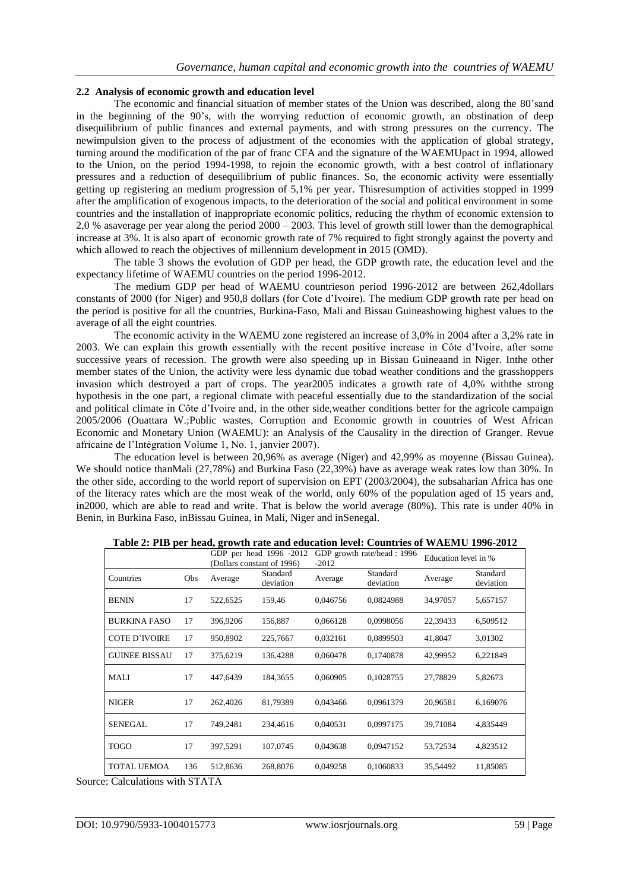### 2.2 Analysis of economic growth and education level

The economic and financial situation of member states of the Union was described, along the 80'sand in the beginning of the 90's, with the worrying reduction of economic growth, an obstination of deep disequilibrium of public finances and external payments, and with strong pressures on the currency. The newimpulsion given to the process of adjustment of the economies with the application of global strategy, turning around the modification of the par of franc CFA and the signature of the WAEMUpact in 1994, allowed to the Union, on the period 1994-1998, to rejoin the economic growth, with a best control of inflationary pressures and a reduction of desequilibrium of public finances. So, the economic activity were essentially getting up registering an medium progression of 5,1% per year. Thisresumption of activities stopped in 1999 after the amplification of exogenous impacts, to the deterioration of the social and political environment in some countries and the installation of inappropriate economic politics, reducing the rhythm of economic extension to 2,0 % asaverage per year along the period 2000 – 2003. This level of growth still lower than the demographical increase at 3%. It is also apart of economic growth rate of 7% required to fight strongly against the poverty and which allowed to reach the objectives of millennium development in 2015 (OMD).

The table 3 shows the evolution of GDP per head, the GDP growth rate, the education level and the expectancy lifetime of WAEMU countries on the period 1996-2012.

The medium GDP per head of WAEMU countrieson period 1996-2012 are between 262,4dollars constants of 2000 (for Niger) and 950,8 dollars (for Cote d'Ivoire). The medium GDP growth rate per head on the period is positive for all the countries, Burkina-Faso, Mali and Bissau Guineashowing highest values to the average of all the eight countries.

The economic activity in the WAEMU zone registered an increase of 3,0% in 2004 after a 3,2% rate in 2003. We can explain this growth essentially with the recent positive increase in Côte d'Ivoire, after some successive years of recession. The growth were also speeding up in Bissau Guineaand in Niger. Inthe other member states of the Union, the activity were less dynamic due tobad weather conditions and the grasshoppers invasion which destroyed a part of crops. The year2005 indicates a growth rate of 4,0% withthe strong hypothesis in the one part, a regional climate with peaceful essentially due to the standardization of the social and political climate in Côte d'Ivoire and, in the other side,weather conditions better for the agricole campaign 2005/2006 (Ouattara W.;Public wastes, Corruption and Economic growth in countries of West African Economic and Monetary Union (WAEMU): an Analysis of the Causality in the direction of Granger. Revue africaine de l'Intégration Volume 1, No. 1, janvier 2007).

The education level is between 20,96% as average (Niger) and 42,99% as moyenne (Bissau Guinea). We should notice thanMali (27,78%) and Burkina Faso (22,39%) have as average weak rates low than 30%. In the other side, according to the world report of supervision on EPT (2003/2004), the subsaharian Africa has one of the literacy rates which are the most weak of the world, only 60% of the population aged of 15 years and, in2000, which are able to read and write. That is below the world average (80%). This rate is under 40% in Benin, in Burkina Faso, inBissau Guinea, in Mali, Niger and inSenegal.

**Table 2: PIB per head, growth rate and education level: Countries of WAEMU 1996-2012**

| | | GDP per head 1996 -2012 (Dollars constant of 1996) | | GDP growth rate/head : 1996 -2012 | | Education level in % | |
|---|---|---|---|---|---|---|---|
| Countries | Obs | Average | Standard deviation | Average | Standard deviation | Average | Standard deviation |
| BENIN | 17 | 522,6525 | 159,46 | 0,046756 | 0,0824988 | 34,97057 | 5,657157 |
| BURKINA FASO | 17 | 396,9206 | 156,887 | 0,066128 | 0,0998056 | 22,39433 | 6,509512 |
| COTE D'IVOIRE | 17 | 950,8902 | 225,7667 | 0,032161 | 0,0899503 | 41,8047 | 3,01302 |
| GUINEE BISSAU | 17 | 375,6219 | 136,4288 | 0,060478 | 0,1740878 | 42,99952 | 6,221849 |
| MALI | 17 | 447,6439 | 184,3655 | 0,060905 | 0,1028755 | 27,78829 | 5,82673 |
| NIGER | 17 | 262,4026 | 81,79389 | 0,043466 | 0,0961379 | 20,96581 | 6,169076 |
| SENEGAL | 17 | 749,2481 | 234,4616 | 0,040531 | 0,0997175 | 39,71084 | 4,835449 |
| TOGO | 17 | 397,5291 | 107,0745 | 0,043638 | 0,0947152 | 53,72534 | 4,823512 |
| TOTAL UEMOA | 136 | 512,8636 | 268,8076 | 0,049258 | 0,1060833 | 35,54492 | 11,85085 |

Source: Calculations with STATA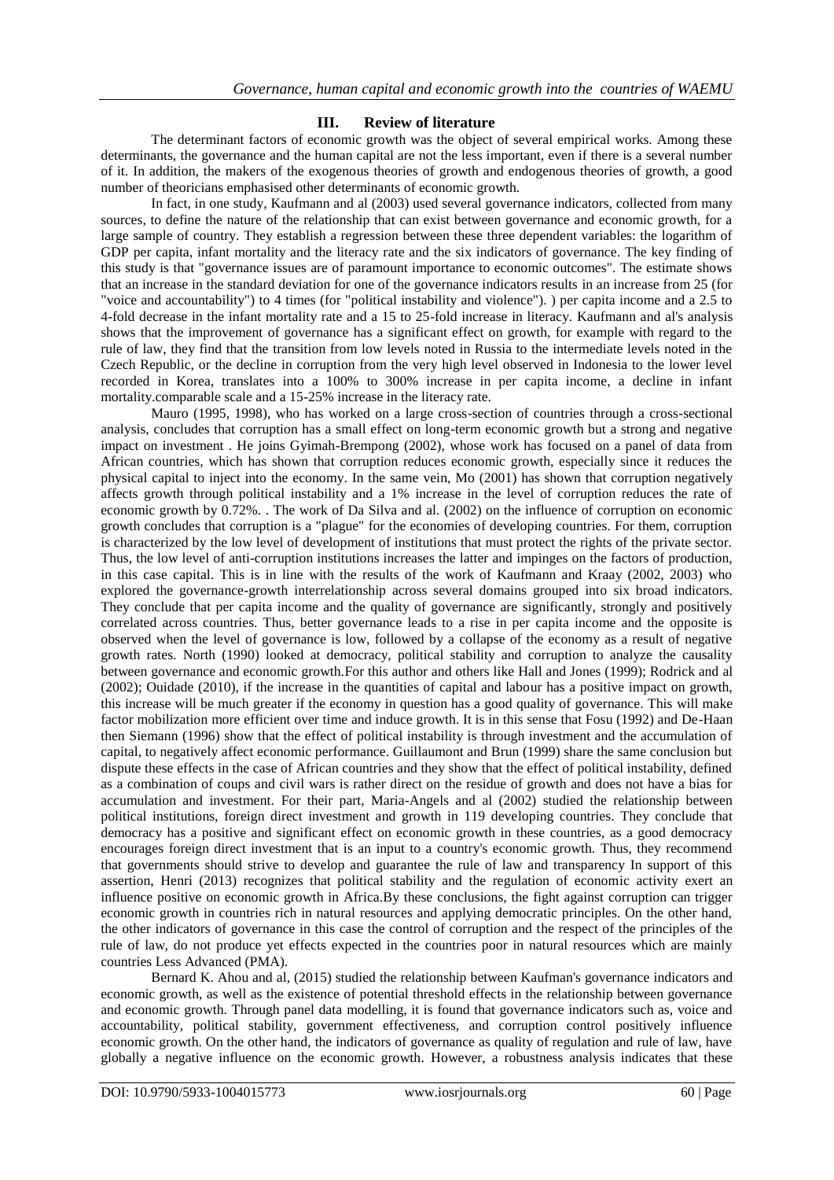## III. Review of literature

The determinant factors of economic growth was the object of several empirical works. Among these determinants, the governance and the human capital are not the less important, even if there is a several number of it. In addition, the makers of the exogenous theories of growth and endogenous theories of growth, a good number of theoricians emphasised other determinants of economic growth.

In fact, in one study, Kaufmann and al (2003) used several governance indicators, collected from many sources, to define the nature of the relationship that can exist between governance and economic growth, for a large sample of country. They establish a regression between these three dependent variables: the logarithm of GDP per capita, infant mortality and the literacy rate and the six indicators of governance. The key finding of this study is that "governance issues are of paramount importance to economic outcomes". The estimate shows that an increase in the standard deviation for one of the governance indicators results in an increase from 25 (for "voice and accountability") to 4 times (for "political instability and violence"). ) per capita income and a 2.5 to 4-fold decrease in the infant mortality rate and a 15 to 25-fold increase in literacy. Kaufmann and al's analysis shows that the improvement of governance has a significant effect on growth, for example with regard to the rule of law, they find that the transition from low levels noted in Russia to the intermediate levels noted in the Czech Republic, or the decline in corruption from the very high level observed in Indonesia to the lower level recorded in Korea, translates into a 100% to 300% increase in per capita income, a decline in infant mortality.comparable scale and a 15-25% increase in the literacy rate.

Mauro (1995, 1998), who has worked on a large cross-section of countries through a cross-sectional analysis, concludes that corruption has a small effect on long-term economic growth but a strong and negative impact on investment . He joins Gyimah-Brempong (2002), whose work has focused on a panel of data from African countries, which has shown that corruption reduces economic growth, especially since it reduces the physical capital to inject into the economy. In the same vein, Mo (2001) has shown that corruption negatively affects growth through political instability and a 1% increase in the level of corruption reduces the rate of economic growth by 0.72%. . The work of Da Silva and al. (2002) on the influence of corruption on economic growth concludes that corruption is a "plague" for the economies of developing countries. For them, corruption is characterized by the low level of development of institutions that must protect the rights of the private sector. Thus, the low level of anti-corruption institutions increases the latter and impinges on the factors of production, in this case capital. This is in line with the results of the work of Kaufmann and Kraay (2002, 2003) who explored the governance-growth interrelationship across several domains grouped into six broad indicators. They conclude that per capita income and the quality of governance are significantly, strongly and positively correlated across countries. Thus, better governance leads to a rise in per capita income and the opposite is observed when the level of governance is low, followed by a collapse of the economy as a result of negative growth rates. North (1990) looked at democracy, political stability and corruption to analyze the causality between governance and economic growth.For this author and others like Hall and Jones (1999); Rodrick and al (2002); Ouidade (2010), if the increase in the quantities of capital and labour has a positive impact on growth, this increase will be much greater if the economy in question has a good quality of governance. This will make factor mobilization more efficient over time and induce growth. It is in this sense that Fosu (1992) and De-Haan then Siemann (1996) show that the effect of political instability is through investment and the accumulation of capital, to negatively affect economic performance. Guillaumont and Brun (1999) share the same conclusion but dispute these effects in the case of African countries and they show that the effect of political instability, defined as a combination of coups and civil wars is rather direct on the residue of growth and does not have a bias for accumulation and investment. For their part, Maria-Angels and al (2002) studied the relationship between political institutions, foreign direct investment and growth in 119 developing countries. They conclude that democracy has a positive and significant effect on economic growth in these countries, as a good democracy encourages foreign direct investment that is an input to a country's economic growth. Thus, they recommend that governments should strive to develop and guarantee the rule of law and transparency In support of this assertion, Henri (2013) recognizes that political stability and the regulation of economic activity exert an influence positive on economic growth in Africa.By these conclusions, the fight against corruption can trigger economic growth in countries rich in natural resources and applying democratic principles. On the other hand, the other indicators of governance in this case the control of corruption and the respect of the principles of the rule of law, do not produce yet effects expected in the countries poor in natural resources which are mainly countries Less Advanced (PMA).

Bernard K. Ahou and al, (2015) studied the relationship between Kaufman's governance indicators and economic growth, as well as the existence of potential threshold effects in the relationship between governance and economic growth. Through panel data modelling, it is found that governance indicators such as, voice and accountability, political stability, government effectiveness, and corruption control positively influence economic growth. On the other hand, the indicators of governance as quality of regulation and rule of law, have globally a negative influence on the economic growth. However, a robustness analysis indicates that these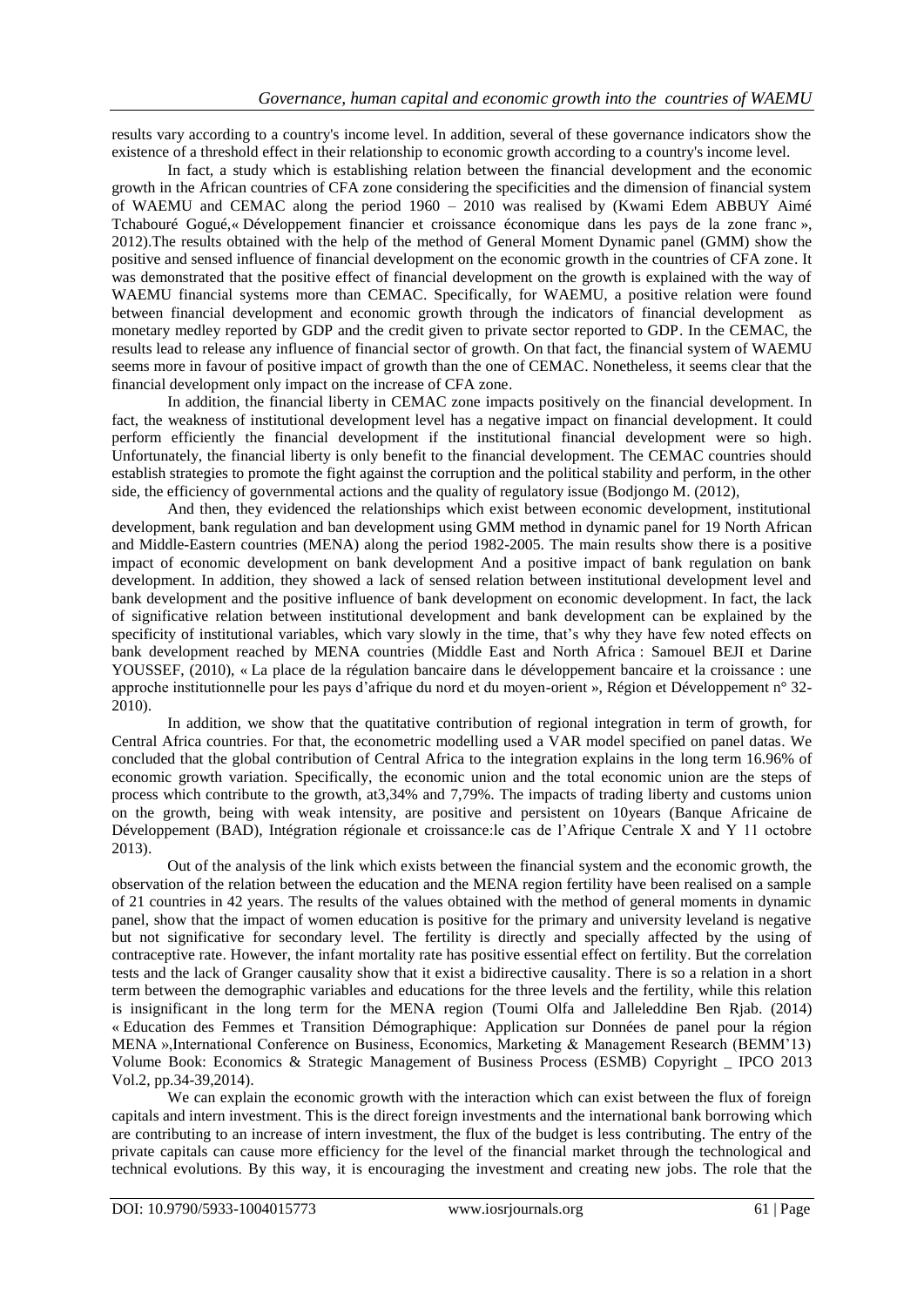results vary according to a country's income level. In addition, several of these governance indicators show the existence of a threshold effect in their relationship to economic growth according to a country's income level.

In fact, a study which is establishing relation between the financial development and the economic growth in the African countries of CFA zone considering the specificities and the dimension of financial system of WAEMU and CEMAC along the period 1960 – 2010 was realised by (Kwami Edem ABBUY Aimé Tchabouré Gogué,« Développement financier et croissance économique dans les pays de la zone franc », 2012).The results obtained with the help of the method of General Moment Dynamic panel (GMM) show the positive and sensed influence of financial development on the economic growth in the countries of CFA zone. It was demonstrated that the positive effect of financial development on the growth is explained with the way of WAEMU financial systems more than CEMAC. Specifically, for WAEMU, a positive relation were found between financial development and economic growth through the indicators of financial development as monetary medley reported by GDP and the credit given to private sector reported to GDP. In the CEMAC, the results lead to release any influence of financial sector of growth. On that fact, the financial system of WAEMU seems more in favour of positive impact of growth than the one of CEMAC. Nonetheless, it seems clear that the financial development only impact on the increase of CFA zone.

In addition, the financial liberty in CEMAC zone impacts positively on the financial development. In fact, the weakness of institutional development level has a negative impact on financial development. It could perform efficiently the financial development if the institutional financial development were so high. Unfortunately, the financial liberty is only benefit to the financial development. The CEMAC countries should establish strategies to promote the fight against the corruption and the political stability and perform, in the other side, the efficiency of governmental actions and the quality of regulatory issue (Bodjongo M. (2012),

And then, they evidenced the relationships which exist between economic development, institutional development, bank regulation and ban development using GMM method in dynamic panel for 19 North African and Middle-Eastern countries (MENA) along the period 1982-2005. The main results show there is a positive impact of economic development on bank development And a positive impact of bank regulation on bank development. In addition, they showed a lack of sensed relation between institutional development level and bank development and the positive influence of bank development on economic development. In fact, the lack of significative relation between institutional development and bank development can be explained by the specificity of institutional variables, which vary slowly in the time, that's why they have few noted effects on bank development reached by MENA countries (Middle East and North Africa : Samouel BEJI et Darine YOUSSEF, (2010), « La place de la régulation bancaire dans le développement bancaire et la croissance : une approche institutionnelle pour les pays d'afrique du nord et du moyen-orient », Région et Développement n° 32-2010).

In addition, we show that the quatitative contribution of regional integration in term of growth, for Central Africa countries. For that, the econometric modelling used a VAR model specified on panel datas. We concluded that the global contribution of Central Africa to the integration explains in the long term 16.96% of economic growth variation. Specifically, the economic union and the total economic union are the steps of process which contribute to the growth, at3,34% and 7,79%. The impacts of trading liberty and customs union on the growth, being with weak intensity, are positive and persistent on 10years (Banque Africaine de Développement (BAD), Intégration régionale et croissance:le cas de l'Afrique Centrale X and Y 11 octobre 2013).

Out of the analysis of the link which exists between the financial system and the economic growth, the observation of the relation between the education and the MENA region fertility have been realised on a sample of 21 countries in 42 years. The results of the values obtained with the method of general moments in dynamic panel, show that the impact of women education is positive for the primary and university leveland is negative but not significative for secondary level. The fertility is directly and specially affected by the using of contraceptive rate. However, the infant mortality rate has positive essential effect on fertility. But the correlation tests and the lack of Granger causality show that it exist a bidirective causality. There is so a relation in a short term between the demographic variables and educations for the three levels and the fertility, while this relation is insignificant in the long term for the MENA region (Toumi Olfa and Jalleleddine Ben Rjab. (2014) « Education des Femmes et Transition Démographique: Application sur Données de panel pour la région MENA »,International Conference on Business, Economics, Marketing & Management Research (BEMM'13) Volume Book: Economics & Strategic Management of Business Process (ESMB) Copyright _ IPCO 2013 Vol.2, pp.34-39,2014).

We can explain the economic growth with the interaction which can exist between the flux of foreign capitals and intern investment. This is the direct foreign investments and the international bank borrowing which are contributing to an increase of intern investment, the flux of the budget is less contributing. The entry of the private capitals can cause more efficiency for the level of the financial market through the technological and technical evolutions. By this way, it is encouraging the investment and creating new jobs. The role that the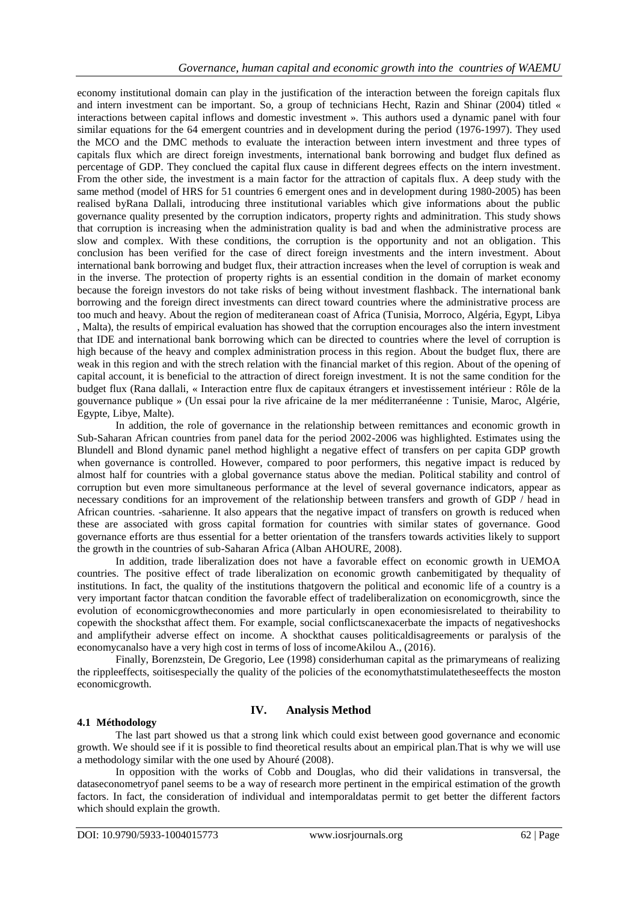economy institutional domain can play in the justification of the interaction between the foreign capitals flux and intern investment can be important. So, a group of technicians Hecht, Razin and Shinar (2004) titled « interactions between capital inflows and domestic investment ». This authors used a dynamic panel with four similar equations for the 64 emergent countries and in development during the period (1976-1997). They used the MCO and the DMC methods to evaluate the interaction between intern investment and three types of capitals flux which are direct foreign investments, international bank borrowing and budget flux defined as percentage of GDP. They conclued the capital flux cause in different degrees effects on the intern investment. From the other side, the investment is a main factor for the attraction of capitals flux. A deep study with the same method (model of HRS for 51 countries 6 emergent ones and in development during 1980-2005) has been realised byRana Dallali, introducing three institutional variables which give informations about the public governance quality presented by the corruption indicators, property rights and adminitration. This study shows that corruption is increasing when the administration quality is bad and when the administrative process are slow and complex. With these conditions, the corruption is the opportunity and not an obligation. This conclusion has been verified for the case of direct foreign investments and the intern investment. About international bank borrowing and budget flux, their attraction increases when the level of corruption is weak and in the inverse. The protection of property rights is an essential condition in the domain of market economy because the foreign investors do not take risks of being without investment flashback. The international bank borrowing and the foreign direct investments can direct toward countries where the administrative process are too much and heavy. About the region of mediteranean coast of Africa (Tunisia, Morroco, Algéria, Egypt, Libya , Malta), the results of empirical evaluation has showed that the corruption encourages also the intern investment that IDE and international bank borrowing which can be directed to countries where the level of corruption is high because of the heavy and complex administration process in this region. About the budget flux, there are weak in this region and with the strech relation with the financial market of this region. About of the opening of capital account, it is beneficial to the attraction of direct foreign investment. It is not the same condition for the budget flux (Rana dallali, « Interaction entre flux de capitaux étrangers et investissement intérieur : Rôle de la gouvernance publique » (Un essai pour la rive africaine de la mer méditerranéenne : Tunisie, Maroc, Algérie, Egypte, Libye, Malte).

In addition, the role of governance in the relationship between remittances and economic growth in Sub-Saharan African countries from panel data for the period 2002-2006 was highlighted. Estimates using the Blundell and Blond dynamic panel method highlight a negative effect of transfers on per capita GDP growth when governance is controlled. However, compared to poor performers, this negative impact is reduced by almost half for countries with a global governance status above the median. Political stability and control of corruption but even more simultaneous performance at the level of several governance indicators, appear as necessary conditions for an improvement of the relationship between transfers and growth of GDP / head in African countries. -saharienne. It also appears that the negative impact of transfers on growth is reduced when these are associated with gross capital formation for countries with similar states of governance. Good governance efforts are thus essential for a better orientation of the transfers towards activities likely to support the growth in the countries of sub-Saharan Africa (Alban AHOURE, 2008).

In addition, trade liberalization does not have a favorable effect on economic growth in UEMOA countries. The positive effect of trade liberalization on economic growth canbemitigated by thequality of institutions. In fact, the quality of the institutions thatgovern the political and economic life of a country is a very important factor thatcan condition the favorable effect of tradeliberalization on economicgrowth, since the evolution of economicgrowtheconomies and more particularly in open economiesisrelated to theirability to copewith the shocksthat affect them. For example, social conflictscanexacerbate the impacts of negativeshocks and amplifytheir adverse effect on income. A shockthat causes politicaldisagreements or paralysis of the economycanalso have a very high cost in terms of loss of incomeAkilou A., (2016).

Finally, Borenzstein, De Gregorio, Lee (1998) considerhuman capital as the primarymeans of realizing the rippleeffects, soitisespecially the quality of the policies of the economythatstimulatetheseeffects the moston economicgrowth.

## IV. Analysis Method

### 4.1 Méthodology

The last part showed us that a strong link which could exist between good governance and economic growth. We should see if it is possible to find theoretical results about an empirical plan.That is why we will use a methodology similar with the one used by Ahouré (2008).

In opposition with the works of Cobb and Douglas, who did their validations in transversal, the dataseconometryof panel seems to be a way of research more pertinent in the empirical estimation of the growth factors. In fact, the consideration of individual and intemporaldatas permit to get better the different factors which should explain the growth.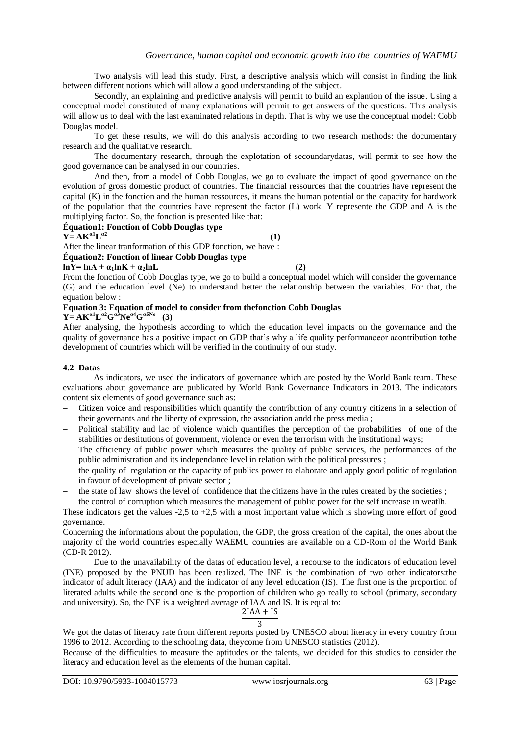Two analysis will lead this study. First, a descriptive analysis which will consist in finding the link between different notions which will allow a good understanding of the subject.

Secondly, an explaining and predictive analysis will permit to build an explantion of the issue. Using a conceptual model constituted of many explanations will permit to get answers of the questions. This analysis will allow us to deal with the last examinated relations in depth. That is why we use the conceptual model: Cobb Douglas model.

To get these results, we will do this analysis according to two research methods: the documentary research and the qualitative research.

The documentary research, through the explotation of secoundarydatas, will permit to see how the good governance can be analysed in our countries.

And then, from a model of Cobb Douglas, we go to evaluate the impact of good governance on the evolution of gross domestic product of countries. The financial ressources that the countries have represent the capital (K) in the fonction and the human ressources, it means the human potential or the capacity for hardwork of the population that the countries have represent the factor (L) work. Y represente the GDP and A is the multiplying factor. So, the fonction is presented like that:

**Équation1: Fonction of Cobb Douglas type**

$$Y = AK^{\alpha 1}L^{\alpha 2} \qquad (1)$$

After the linear tranformation of this GDP fonction, we have :

**Équation2: Fonction of linear Cobb Douglas type**

$$\ln Y = \ln A + \alpha_1 \ln K + \alpha_2 \ln L \qquad (2)$$

From the fonction of Cobb Douglas type, we go to build a conceptual model which will consider the governance (G) and the education level (Ne) to understand better the relationship between the variables. For that, the equation below :

**Equation 3: Equation of model to consider from thefonction Cobb Douglas**

$$Y = AK^{\alpha 1}L^{\alpha 2}G^{\alpha 3}Ne^{\alpha 4}G^{\alpha 5 Ne} \qquad (3)$$

After analysing, the hypothesis according to which the education level impacts on the governance and the quality of governance has a positive impact on GDP that's why a life quality performanceor acontribution tothe development of countries which will be verified in the continuity of our study.

### 4.2 Datas

As indicators, we used the indicators of governance which are posted by the World Bank team. These evaluations about governance are publicated by World Bank Governance Indicators in 2013. The indicators content six elements of good governance such as:

- Citizen voice and responsibilities which quantify the contribution of any country citizens in a selection of their governants and the liberty of expression, the association andd the press media ;
- Political stability and lac of violence which quantifies the perception of the probabilities of one of the stabilities or destitutions of government, violence or even the terrorism with the institutional ways;
- The efficiency of public power which measures the quality of public services, the performances of the public administration and its independance level in relation with the political pressures ;
- the quality of regulation or the capacity of publics power to elaborate and apply good politic of regulation in favour of development of private sector ;
- the state of law shows the level of confidence that the citizens have in the rules created by the societies ;
- the control of corruption which measures the management of public power for the self increase in weatlh.

These indicators get the values -2,5 to +2,5 with a most important value which is showing more effort of good governance.

Concerning the informations about the population, the GDP, the gross creation of the capital, the ones about the majority of the world countries especially WAEMU countries are available on a CD-Rom of the World Bank (CD-R 2012).

Due to the unavailability of the datas of education level, a recourse to the indicators of education level (INE) proposed by the PNUD has been realized. The INE is the combination of two other indicators:the indicator of adult literacy (IAA) and the indicator of any level education (IS). The first one is the proportion of literated adults while the second one is the proportion of children who go really to school (primary, secondary and university). So, the INE is a weighted average of IAA and IS. It is equal to:

$$\frac{2\text{IAA} + \text{IS}}{3}$$

We got the datas of literacy rate from different reports posted by UNESCO about literacy in every country from 1996 to 2012. According to the schooling data, theycome from UNESCO statistics (2012).

Because of the difficulties to measure the aptitudes or the talents, we decided for this studies to consider the literacy and education level as the elements of the human capital.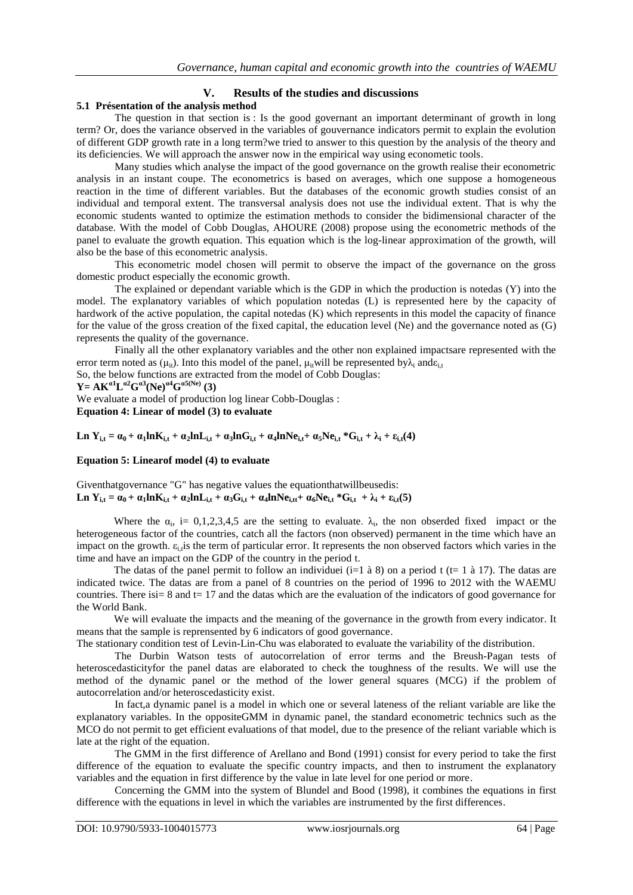## V. Results of the studies and discussions

### 5.1 Présentation of the analysis method

The question in that section is : Is the good governant an important determinant of growth in long term? Or, does the variance observed in the variables of gouvernance indicators permit to explain the evolution of different GDP growth rate in a long term?we tried to answer to this question by the analysis of the theory and its deficiencies. We will approach the answer now in the empirical way using econometic tools.

Many studies which analyse the impact of the good governance on the growth realise their econometric analysis in an instant coupe. The econometrics is based on averages, which one suppose a homogeneous reaction in the time of different variables. But the databases of the economic growth studies consist of an individual and temporal extent. The transversal analysis does not use the individual extent. That is why the economic students wanted to optimize the estimation methods to consider the bidimensional character of the database. With the model of Cobb Douglas, AHOURE (2008) propose using the econometric methods of the panel to evaluate the growth equation. This equation which is the log-linear approximation of the growth, will also be the base of this econometric analysis.

This econometric model chosen will permit to observe the impact of the governance on the gross domestic product especially the economic growth.

The explained or dependant variable which is the GDP in which the production is notedas (Y) into the model. The explanatory variables of which population notedas (L) is represented here by the capacity of hardwork of the active population, the capital notedas (K) which represents in this model the capacity of finance for the value of the gross creation of the fixed capital, the education level (Ne) and the governance noted as (G) represents the quality of the governance.

Finally all the other explanatory variables and the other non explained impactsare represented with the error term noted as ($\mu_{it}$). Into this model of the panel, $\mu_{it}$will be represented by$\lambda_i$ and$\varepsilon_{i,t}$

So, the below functions are extracted from the model of Cobb Douglas:

$$Y = AK^{\alpha 1}L^{\alpha 2}G^{\alpha 3}(Ne)^{\alpha 4}G^{\alpha 5(Ne)} \quad (3)$$

We evaluate a model of production log linear Cobb-Douglas :

**Equation 4: Linear of model (3) to evaluate**

$$\text{Ln } Y_{i,t} = \alpha_0 + \alpha_1 \ln K_{i,t} + \alpha_2 \ln L_{i,t} + \alpha_3 \ln G_{i,t} + \alpha_4 \ln Ne_{i,t} + \alpha_5 Ne_{i,t} * G_{i,t} + \lambda_i + \varepsilon_{i,t} \quad (4)$$

**Equation 5: Linearof model (4) to evaluate**

Giventhatgovernance "G" has negative values the equationthatwillbeusedis:

$$\text{Ln } Y_{i,t} = \alpha_0 + \alpha_1 \ln K_{i,t} + \alpha_2 \ln L_{i,t} + \alpha_3 G_{i,t} + \alpha_4 \ln Ne_{i,tt} + \alpha_6 Ne_{i,t} * G_{i,t} + \lambda_i + \varepsilon_{i,t} \quad (5)$$

Where the $\alpha_i$, i= 0,1,2,3,4,5 are the setting to evaluate. $\lambda_i$, the non obserded fixed impact or the heterogeneous factor of the countries, catch all the factors (non observed) permanent in the time which have an impact on the growth. $\varepsilon_{i,t}$is the term of particular error. It represents the non observed factors which varies in the time and have an impact on the GDP of the country in the period t.

The datas of the panel permit to follow an individuei (i=1 à 8) on a period t (t= 1 à 17). The datas are indicated twice. The datas are from a panel of 8 countries on the period of 1996 to 2012 with the WAEMU countries. There isi= 8 and t= 17 and the datas which are the evaluation of the indicators of good governance for the World Bank.

We will evaluate the impacts and the meaning of the governance in the growth from every indicator. It means that the sample is reprensented by 6 indicators of good governance.

The stationary condition test of Levin-Lin-Chu was elaborated to evaluate the variability of the distribution.

The Durbin Watson tests of autocorrelation of error terms and the Breush-Pagan tests of heteroscedasticityfor the panel datas are elaborated to check the toughness of the results. We will use the method of the dynamic panel or the method of the lower general squares (MCG) if the problem of autocorrelation and/or heteroscedasticity exist.

In fact,a dynamic panel is a model in which one or several lateness of the reliant variable are like the explanatory variables. In the oppositeGMM in dynamic panel, the standard econometric technics such as the MCO do not permit to get efficient evaluations of that model, due to the presence of the reliant variable which is late at the right of the equation.

The GMM in the first difference of Arellano and Bond (1991) consist for every period to take the first difference of the equation to evaluate the specific country impacts, and then to instrument the explanatory variables and the equation in first difference by the value in late level for one period or more.

Concerning the GMM into the system of Blundel and Bood (1998), it combines the equations in first difference with the equations in level in which the variables are instrumented by the first differences.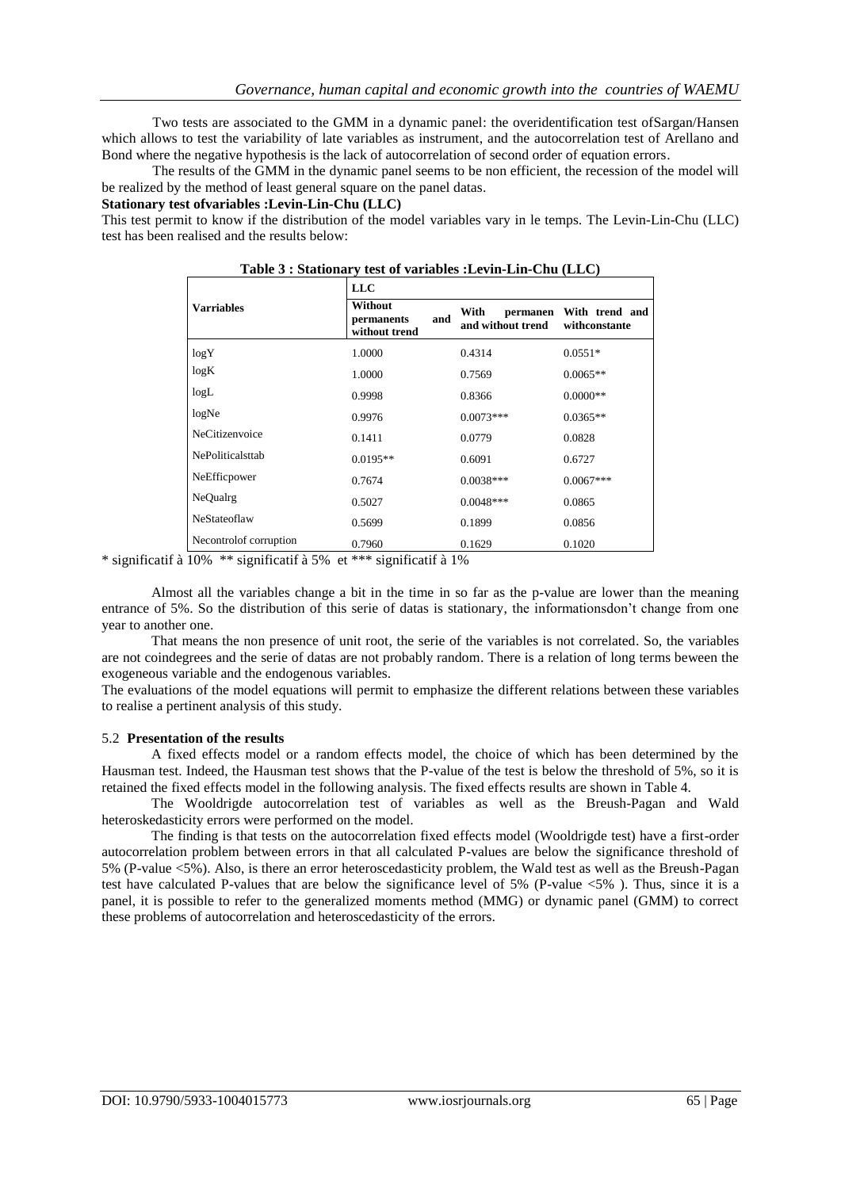Two tests are associated to the GMM in a dynamic panel: the overidentification test ofSargan/Hansen which allows to test the variability of late variables as instrument, and the autocorrelation test of Arellano and Bond where the negative hypothesis is the lack of autocorrelation of second order of equation errors.

The results of the GMM in the dynamic panel seems to be non efficient, the recession of the model will be realized by the method of least general square on the panel datas.

**Stationary test ofvariables :Levin-Lin-Chu (LLC)**

This test permit to know if the distribution of the model variables vary in le temps. The Levin-Lin-Chu (LLC) test has been realised and the results below:

**Table 3 : Stationary test of variables :Levin-Lin-Chu (LLC)**

| Varriables | LLC | | |
|---|---|---|---|
| | Without permanents and without trend | With permanen and without trend | With trend and withconstante |
| logY | 1.0000 | 0.4314 | 0.0551* |
| logK | 1.0000 | 0.7569 | 0.0065** |
| logL | 0.9998 | 0.8366 | 0.0000** |
| logNe | 0.9976 | 0.0073*** | 0.0365** |
| NeCitizenvoice | 0.1411 | 0.0779 | 0.0828 |
| NePoliticalsttab | 0.0195** | 0.6091 | 0.6727 |
| NeEfficpower | 0.7674 | 0.0038*** | 0.0067*** |
| NeQualrg | 0.5027 | 0.0048*** | 0.0865 |
| NeStateoflaw | 0.5699 | 0.1899 | 0.0856 |
| Necontrolof corruption | 0.7960 | 0.1629 | 0.1020 |

* significatif à 10% ** significatif à 5% et *** significatif à 1%

Almost all the variables change a bit in the time in so far as the p-value are lower than the meaning entrance of 5%. So the distribution of this serie of datas is stationary, the informationsdon't change from one year to another one.

That means the non presence of unit root, the serie of the variables is not correlated. So, the variables are not coindegrees and the serie of datas are not probably random. There is a relation of long terms beween the exogeneous variable and the endogenous variables.

The evaluations of the model equations will permit to emphasize the different relations between these variables to realise a pertinent analysis of this study.

## 5.2 **Presentation of the results**

A fixed effects model or a random effects model, the choice of which has been determined by the Hausman test. Indeed, the Hausman test shows that the P-value of the test is below the threshold of 5%, so it is retained the fixed effects model in the following analysis. The fixed effects results are shown in Table 4.

The Wooldrigde autocorrelation test of variables as well as the Breush-Pagan and Wald heteroskedasticity errors were performed on the model.

The finding is that tests on the autocorrelation fixed effects model (Wooldrigde test) have a first-order autocorrelation problem between errors in that all calculated P-values are below the significance threshold of 5% (P-value <5%). Also, is there an error heteroscedasticity problem, the Wald test as well as the Breusch-Pagan test have calculated P-values that are below the significance level of 5% (P-value <5% ). Thus, since it is a panel, it is possible to refer to the generalized moments method (MMG) or dynamic panel (GMM) to correct these problems of autocorrelation and heteroscedasticity of the errors.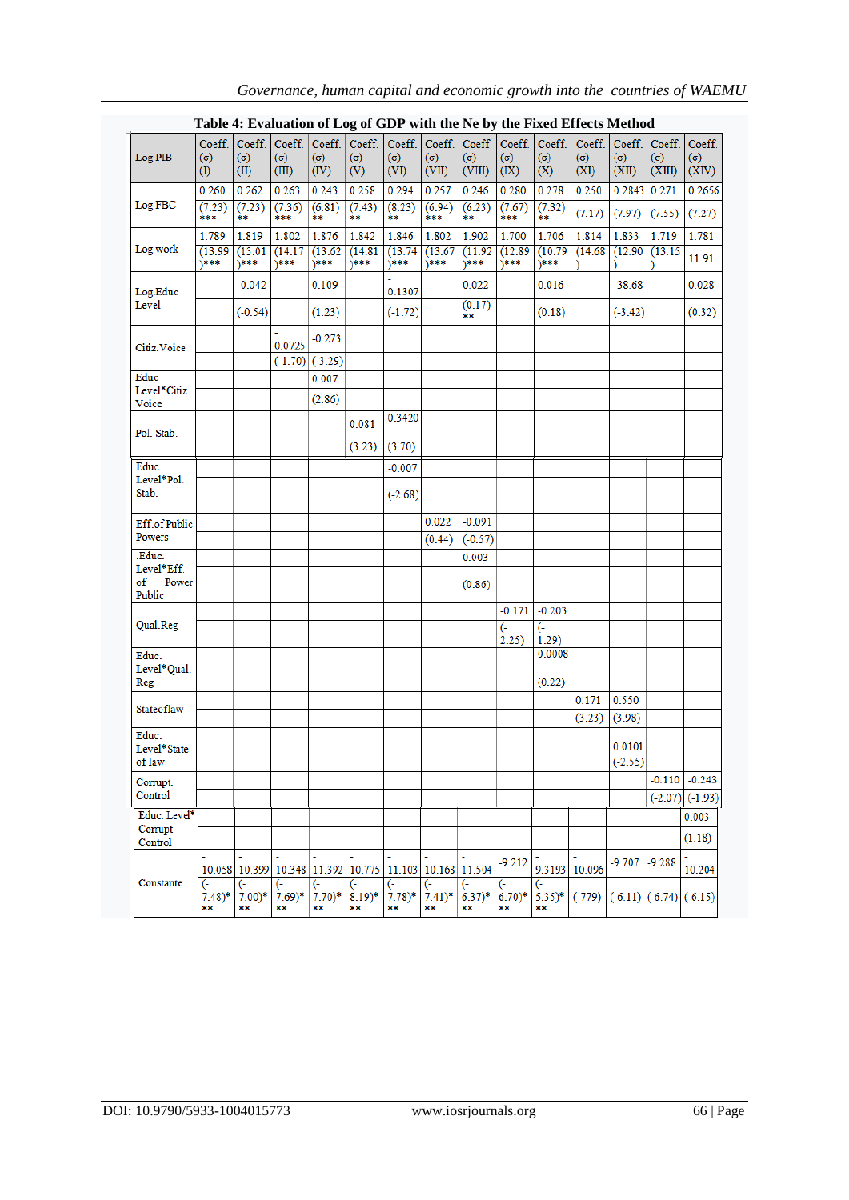**Table 4: Evaluation of Log of GDP with the Ne by the Fixed Effects Method**

| Log PIB | Coeff. (σ) (I) | Coeff. (σ) (II) | Coeff. (σ) (III) | Coeff. (σ) (IV) | Coeff. (σ) (V) | Coeff. (σ) (VI) | Coeff. (σ) (VII) | Coeff. (σ) (VIII) | Coeff. (σ) (IX) | Coeff. (σ) (X) | Coeff. (σ) (XI) | Coeff. (σ) (XII) | Coeff. (σ) (XIII) | Coeff. (σ) (XIV) |
|---|---|---|---|---|---|---|---|---|---|---|---|---|---|---|
| Log FBC | 0.260 | 0.262 | 0.263 | 0.243 | 0.258 | 0.294 | 0.257 | 0.246 | 0.280 | 0.278 | 0.250 | 0.2843 | 0.271 | 0.2656 |
| | (7.23) *** | (7.23) ** | (7.36) *** | (6.81) ** | (7.43) ** | (8.23) ** | (6.94) *** | (6.23) ** | (7.67) *** | (7.32) ** | (7.17) | (7.97) | (7.55) | (7.27) |
| Log work | 1.789 | 1.819 | 1.802 | 1.876 | 1.842 | 1.846 | 1.802 | 1.902 | 1.700 | 1.706 | 1.814 | 1.833 | 1.719 | 1.781 |
| | (13.99)*** | (13.01)*** | (14.17)*** | (13.62)*** | (14.81)*** | (13.74)*** | (13.67)*** | (11.92)*** | (12.89)*** | (10.79)*** | (14.68) | (12.90) | (13.15) | 11.91 |
| Log Educ Level | | -0.042 | | 0.109 | | -0.1307 | | 0.022 | | 0.016 | | -38.68 | | 0.028 |
| | | (-0.54) | | (1.23) | | (-1.72) | | (0.17) ** | | (0.18) | | (-3.42) | | (0.32) |
| Citiz.Voice | | | -0.0725 | -0.273 | | | | | | | | | | |
| | | | (-1.70) | (-3.29) | | | | | | | | | | |
| Educ Level*Citiz. Voice | | | | 0.007 | | | | | | | | | | |
| | | | | (2.86) | | | | | | | | | | |
| Pol. Stab. | | | | | 0.081 | 0.3420 | | | | | | | | |
| | | | | | (3.23) | (3.70) | | | | | | | | |
| Educ. Level*Pol. Stab. | | | | | | -0.007 | | | | | | | | |
| | | | | | | (-2.68) | | | | | | | | |
| Eff.of Public Powers | | | | | | | 0.022 | -0.091 | | | | | | |
| | | | | | | | (0.44) | (-0.57) | | | | | | |
| Educ. Level*Eff. of Power Public | | | | | | | | 0.003 | | | | | | |
| | | | | | | | | (0.86) | | | | | | |
| Qual.Reg | | | | | | | | | -0.171 | -0.203 | | | | |
| | | | | | | | | | (-2.25) | (-1.29) | | | | |
| Educ. Level*Qual. Reg | | | | | | | | | | 0.0008 | | | | |
| | | | | | | | | | | (0.22) | | | | |
| Stateoflaw | | | | | | | | | | | 0.171 | 0.550 | | |
| | | | | | | | | | | | (3.23) | (3.98) | | |
| Educ. Level*State of law | | | | | | | | | | | | -0.0101 | | |
| | | | | | | | | | | | | (-2.55) | | |
| Corrupt. Control | | | | | | | | | | | | | -0.110 | -0.243 |
| | | | | | | | | | | | | | (-2.07) | (-1.93) |
| Educ. Level* Corrupt Control | | | | | | | | | | | | | | 0.003 |
| | | | | | | | | | | | | | | (1.18) |
| Constante | -10.058 | -10.399 | -10.348 | -11.392 | -10.775 | -11.103 | -10.168 | -11.504 | -9.212 | -9.3193 | -10.096 | -9.707 | -9.288 | -10.204 |
| | (-7.48)*** | (-7.00)*** | (-7.69)*** | (-7.70)*** | (-8.19)*** | (-7.78)*** | (-7.41)*** | (-6.37)*** | (-6.70)*** | (-5.35)*** | (-779) | (-6.11) | (-6.74) | (-6.15) |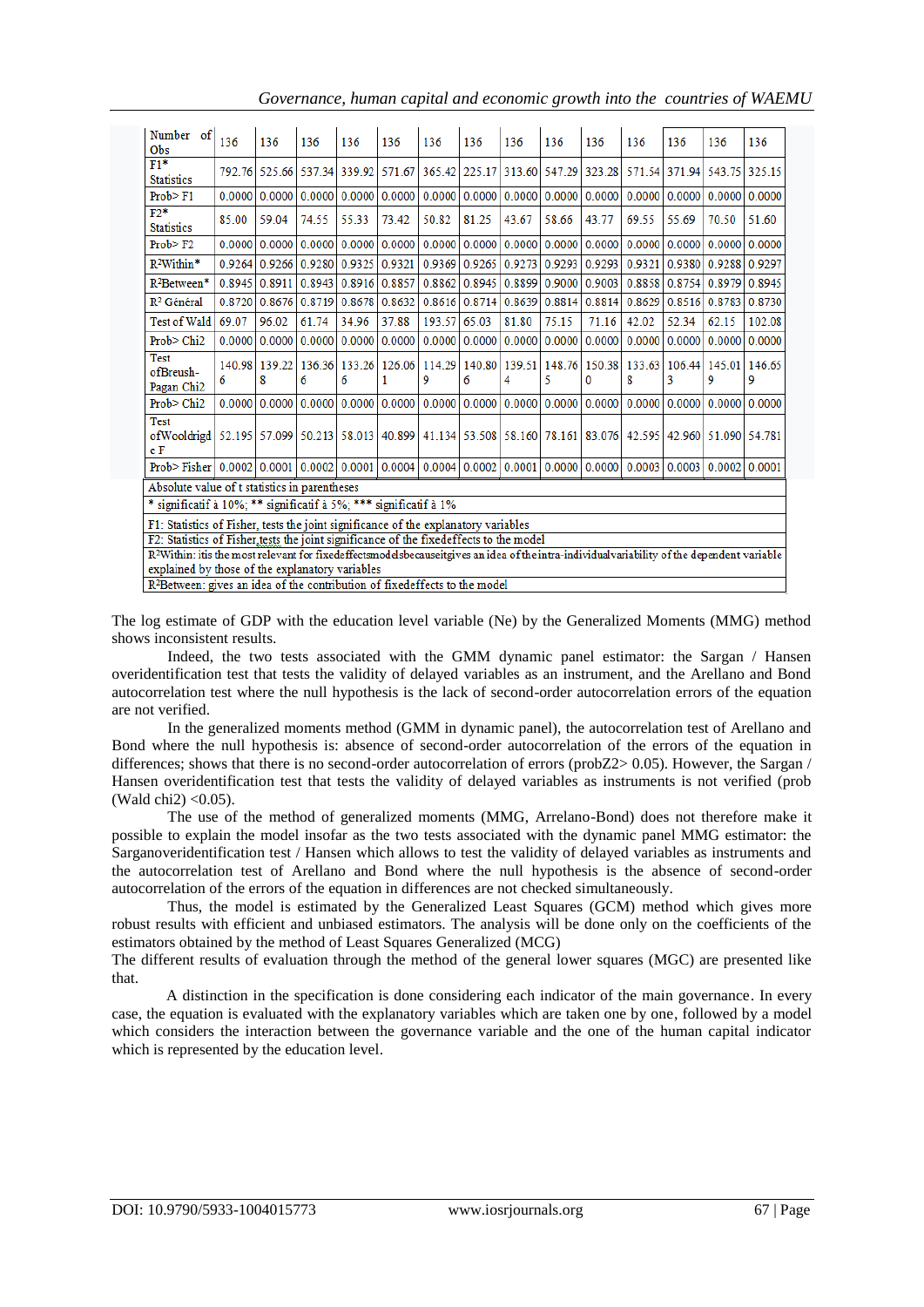| Number of Obs | 136 | 136 | 136 | 136 | 136 | 136 | 136 | 136 | 136 | 136 | 136 | 136 | 136 | 136 |
|---|---|---|---|---|---|---|---|---|---|---|---|---|---|---|
| F1* Statistics | 792.76 | 525.66 | 537.34 | 339.92 | 571.67 | 365.42 | 225.17 | 313.60 | 547.29 | 323.28 | 571.54 | 371.94 | 543.75 | 325.15 |
| Prob> F1 | 0.0000 | 0.0000 | 0.0000 | 0.0000 | 0.0000 | 0.0000 | 0.0000 | 0.0000 | 0.0000 | 0.0000 | 0.0000 | 0.0000 | 0.0000 | 0.0000 |
| F2* Statistics | 85.00 | 59.04 | 74.55 | 55.33 | 73.42 | 50.82 | 81.25 | 43.67 | 58.66 | 43.77 | 69.55 | 55.69 | 70.50 | 51.60 |
| Prob> F2 | 0.0000 | 0.0000 | 0.0000 | 0.0000 | 0.0000 | 0.0000 | 0.0000 | 0.0000 | 0.0000 | 0.0000 | 0.0000 | 0.0000 | 0.0000 | 0.0000 |
| $R^2$Within* | 0.9264 | 0.9266 | 0.9280 | 0.9325 | 0.9321 | 0.9369 | 0.9265 | 0.9273 | 0.9293 | 0.9293 | 0.9321 | 0.9380 | 0.9288 | 0.9297 |
| $R^2$Between* | 0.8945 | 0.8911 | 0.8943 | 0.8916 | 0.8857 | 0.8862 | 0.8945 | 0.8899 | 0.9000 | 0.9003 | 0.8858 | 0.8754 | 0.8979 | 0.8945 |
| $R^2$ Général | 0.8720 | 0.8676 | 0.8719 | 0.8678 | 0.8632 | 0.8616 | 0.8714 | 0.8639 | 0.8814 | 0.8814 | 0.8629 | 0.8516 | 0.8783 | 0.8730 |
| Test of Wald | 69.07 | 96.02 | 61.74 | 34.96 | 37.88 | 193.57 | 65.03 | 81.80 | 75.15 | 71.16 | 42.02 | 52.34 | 62.15 | 102.08 |
| Prob> Chi2 | 0.0000 | 0.0000 | 0.0000 | 0.0000 | 0.0000 | 0.0000 | 0.0000 | 0.0000 | 0.0000 | 0.0000 | 0.0000 | 0.0000 | 0.0000 | 0.0000 |
| Test ofBreush-Pagan Chi2 | 140.986 | 139.228 | 136.366 | 133.266 | 126.061 | 114.299 | 140.806 | 139.514 | 148.765 | 150.380 | 133.638 | 106.443 | 145.019 | 146.659 |
| Prob> Chi2 | 0.0000 | 0.0000 | 0.0000 | 0.0000 | 0.0000 | 0.0000 | 0.0000 | 0.0000 | 0.0000 | 0.0000 | 0.0000 | 0.0000 | 0.0000 | 0.0000 |
| Test ofWooldridge F | 52.195 | 57.099 | 50.213 | 58.013 | 40.899 | 41.134 | 53.508 | 58.160 | 78.161 | 83.076 | 42.595 | 42.960 | 51.090 | 54.781 |
| Prob> Fisher | 0.0002 | 0.0001 | 0.0002 | 0.0001 | 0.0004 | 0.0004 | 0.0002 | 0.0001 | 0.0000 | 0.0000 | 0.0003 | 0.0003 | 0.0002 | 0.0001 |

Absolute value of t statistics in parentheses

* significatif à 10%; ** significatif à 5%; *** significatif à 1%

F1: Statistics of Fisher, tests the joint significance of the explanatory variables

F2: Statistics of Fisher,tests the joint significance of the fixedeffects to the model

$R^2$Within: itis the most relevant for fixedeffectsmodelsbecauseitgives an idea of theintra-individualvariability of the dependent variable explained by those of the explanatory variables

$R^2$Between: gives an idea of the contribution of fixedeffects to the model

The log estimate of GDP with the education level variable (Ne) by the Generalized Moments (MMG) method shows inconsistent results.

Indeed, the two tests associated with the GMM dynamic panel estimator: the Sargan / Hansen overidentification test that tests the validity of delayed variables as an instrument, and the Arellano and Bond autocorrelation test where the null hypothesis is the lack of second-order autocorrelation errors of the equation are not verified.

In the generalized moments method (GMM in dynamic panel), the autocorrelation test of Arellano and Bond where the null hypothesis is: absence of second-order autocorrelation of the errors of the equation in differences; shows that there is no second-order autocorrelation of errors (probZ2> 0.05). However, the Sargan / Hansen overidentification test that tests the validity of delayed variables as instruments is not verified (prob (Wald chi2) <0.05).

The use of the method of generalized moments (MMG, Arrelano-Bond) does not therefore make it possible to explain the model insofar as the two tests associated with the dynamic panel MMG estimator: the Sarganoveridentification test / Hansen which allows to test the validity of delayed variables as instruments and the autocorrelation test of Arellano and Bond where the null hypothesis is the absence of second-order autocorrelation of the errors of the equation in differences are not checked simultaneously.

Thus, the model is estimated by the Generalized Least Squares (GCM) method which gives more robust results with efficient and unbiased estimators. The analysis will be done only on the coefficients of the estimators obtained by the method of Least Squares Generalized (MCG)

The different results of evaluation through the method of the general lower squares (MGC) are presented like that.

A distinction in the specification is done considering each indicator of the main governance. In every case, the equation is evaluated with the explanatory variables which are taken one by one, followed by a model which considers the interaction between the governance variable and the one of the human capital indicator which is represented by the education level.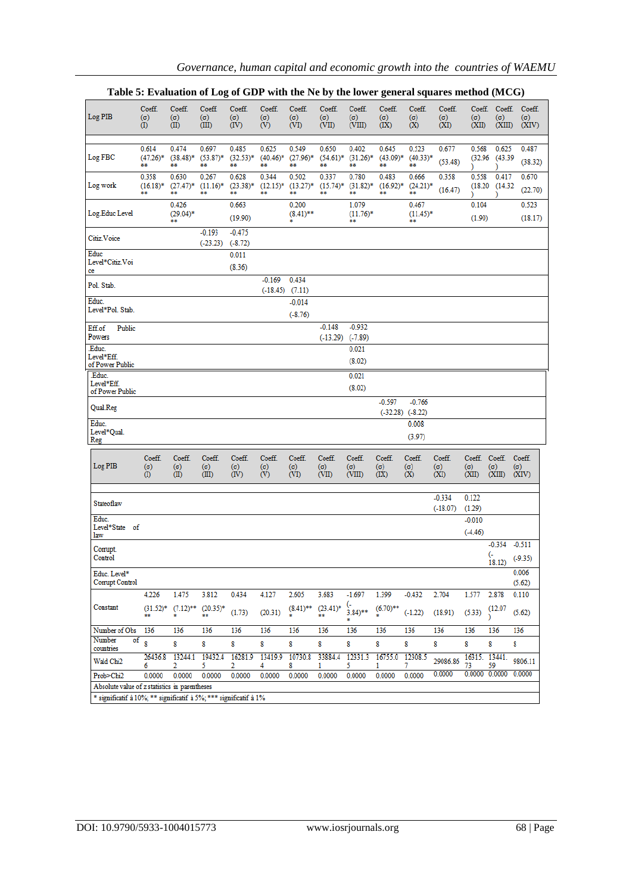**Table 5: Evaluation of Log of GDP with the Ne by the lower general squares method (MCG)**

| Log PIB | Coeff. (σ) (I) | Coeff. (σ) (II) | Coeff. (σ) (III) | Coeff. (σ) (IV) | Coeff. (σ) (V) | Coeff. (σ) (VI) | Coeff. (σ) (VII) | Coeff. (σ) (VIII) | Coeff. (σ) (IX) | Coeff. (σ) (X) | Coeff. (σ) (XI) | Coeff. (σ) (XII) | Coeff. (σ) (XIII) | Coeff. (σ) (XIV) |
|---|---|---|---|---|---|---|---|---|---|---|---|---|---|---|
| Log FBC | 0.614 (47.26)*** | 0.474 (38.48)*** | 0.697 (53.87)*** | 0.485 (32.53)*** | 0.625 (40.46)*** | 0.549 (27.96)*** | 0.650 (54.61)*** | 0.402 (31.26)*** | 0.645 (43.09)*** | 0.523 (40.33)*** | 0.677 (53.48) | 0.568 (32.96) | 0.625 (43.39) | 0.487 (38.32) |
| Log work | 0.358 (16.18)*** | 0.630 (27.47)*** | 0.267 (11.16)*** | 0.628 (23.38)*** | 0.344 (12.15)*** | 0.502 (13.27)*** | 0.337 (15.74)*** | 0.780 (31.82)*** | 0.483 (16.92)*** | 0.666 (24.21)*** | 0.358 (16.47) | 0.558 (18.20) | 0.417 (14.32) | 0.670 (22.70) |
| Log.Educ Level | | 0.426 (29.04)*** | | 0.663 (19.90) | | 0.200 (8.41)*** | | 1.079 (11.76)*** | | 0.467 (11.45)*** | | 0.104 (1.90) | | 0.523 (18.17) |
| Citiz.Voice | | | -0.193 (-23.23) | -0.475 (-8.72) | | | | | | | | | | |
| Educ Level*Citiz.Voice | | | | 0.011 (8.36) | | | | | | | | | | |
| Pol. Stab. | | | | | -0.169 (-18.45) | 0.434 (7.11) | | | | | | | | |
| Educ. Level*Pol. Stab. | | | | | | -0.014 (-8.76) | | | | | | | | |
| Eff.of Public Powers | | | | | | | -0.148 (-13.29) | -0.932 (-7.89) | | | | | | |
| Educ. Level*Eff. of Power Public | | | | | | | | 0.021 (8.02) | | | | | | |
| Educ. Level*Eff. of Power Public | | | | | | | | 0.021 (8.02) | | | | | | |
| Qual.Reg | | | | | | | | | -0.597 (-32.28) | -0.766 (-8.22) | | | | |
| Educ. Level*Qual. Reg | | | | | | | | | | 0.008 (3.97) | | | | |
| Stateoflaw | | | | | | | | | | | -0.334 (-18.07) | 0.122 (1.29) | | |
| Educ. Level*State of law | | | | | | | | | | | | -0.010 (-4.46) | | |
| Corrupt. Control | | | | | | | | | | | | | -0.354 (-18.12) | -0.511 (-9.35) |
| Educ. Level* Corrupt Control | | | | | | | | | | | | | | 0.006 (5.62) |
| Constant | 4.226 (31.52)*** | 1.475 (7.12)*** | 3.812 (20.35)*** | 0.434 (1.73) | 4.127 (20.31) | 2.605 (8.41)*** | 3.683 (23.41)*** | -1.697 (-3.84)*** | 1.399 (6.70)*** | -0.432 (-1.22) | 2.704 (18.91) | 1.577 (5.33) | 2.878 (12.07) | 0.110 (5.62) |
| Number of Obs | 136 | 136 | 136 | 136 | 136 | 136 | 136 | 136 | 136 | 136 | 136 | 136 | 136 | 136 |
| Number of countries | 8 | 8 | 8 | 8 | 8 | 8 | 8 | 8 | 8 | 8 | 8 | 8 | 8 | 8 |
| Wald Chi2 | 26436.86 | 13244.12 | 19432.45 | 16281.92 | 13419.94 | 10730.88 | 33884.41 | 12331.35 | 16755.01 | 12308.57 | 29086.86 | 16315.73 | 13441.59 | 9806.11 |
| Prob>Chi2 | 0.0000 | 0.0000 | 0.0000 | 0.0000 | 0.0000 | 0.0000 | 0.0000 | 0.0000 | 0.0000 | 0.0000 | 0.0000 | 0.0000 | 0.0000 | 0.0000 |

Absolute value of z statistics in parentheses

\* significatif à 10%; ** significatif à 5%; *** significatif à 1%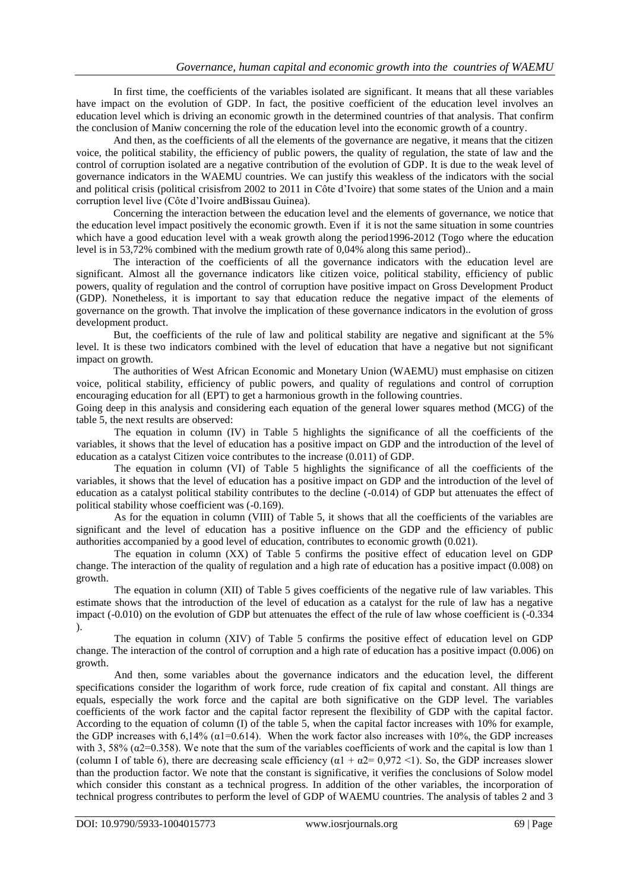In first time, the coefficients of the variables isolated are significant. It means that all these variables have impact on the evolution of GDP. In fact, the positive coefficient of the education level involves an education level which is driving an economic growth in the determined countries of that analysis. That confirm the conclusion of Maniw concerning the role of the education level into the economic growth of a country.

And then, as the coefficients of all the elements of the governance are negative, it means that the citizen voice, the political stability, the efficiency of public powers, the quality of regulation, the state of law and the control of corruption isolated are a negative contribution of the evolution of GDP. It is due to the weak level of governance indicators in the WAEMU countries. We can justify this weakless of the indicators with the social and political crisis (political crisisfrom 2002 to 2011 in Côte d'Ivoire) that some states of the Union and a main corruption level live (Côte d'Ivoire andBissau Guinea).

Concerning the interaction between the education level and the elements of governance, we notice that the education level impact positively the economic growth. Even if it is not the same situation in some countries which have a good education level with a weak growth along the period1996-2012 (Togo where the education level is in 53,72% combined with the medium growth rate of 0,04% along this same period)..

The interaction of the coefficients of all the governance indicators with the education level are significant. Almost all the governance indicators like citizen voice, political stability, efficiency of public powers, quality of regulation and the control of corruption have positive impact on Gross Development Product (GDP). Nonetheless, it is important to say that education reduce the negative impact of the elements of governance on the growth. That involve the implication of these governance indicators in the evolution of gross development product.

But, the coefficients of the rule of law and political stability are negative and significant at the 5% level. It is these two indicators combined with the level of education that have a negative but not significant impact on growth.

The authorities of West African Economic and Monetary Union (WAEMU) must emphasise on citizen voice, political stability, efficiency of public powers, and quality of regulations and control of corruption encouraging education for all (EPT) to get a harmonious growth in the following countries.

Going deep in this analysis and considering each equation of the general lower squares method (MCG) of the table 5, the next results are observed:

The equation in column (IV) in Table 5 highlights the significance of all the coefficients of the variables, it shows that the level of education has a positive impact on GDP and the introduction of the level of education as a catalyst Citizen voice contributes to the increase (0.011) of GDP.

The equation in column (VI) of Table 5 highlights the significance of all the coefficients of the variables, it shows that the level of education has a positive impact on GDP and the introduction of the level of education as a catalyst political stability contributes to the decline (-0.014) of GDP but attenuates the effect of political stability whose coefficient was (-0.169).

As for the equation in column (VIII) of Table 5, it shows that all the coefficients of the variables are significant and the level of education has a positive influence on the GDP and the efficiency of public authorities accompanied by a good level of education, contributes to economic growth (0.021).

The equation in column (XX) of Table 5 confirms the positive effect of education level on GDP change. The interaction of the quality of regulation and a high rate of education has a positive impact (0.008) on growth.

The equation in column (XII) of Table 5 gives coefficients of the negative rule of law variables. This estimate shows that the introduction of the level of education as a catalyst for the rule of law has a negative impact (-0.010) on the evolution of GDP but attenuates the effect of the rule of law whose coefficient is (-0.334 ).

The equation in column (XIV) of Table 5 confirms the positive effect of education level on GDP change. The interaction of the control of corruption and a high rate of education has a positive impact (0.006) on growth.

And then, some variables about the governance indicators and the education level, the different specifications consider the logarithm of work force, rude creation of fix capital and constant. All things are equals, especially the work force and the capital are both significative on the GDP level. The variables coefficients of the work factor and the capital factor represent the flexibility of GDP with the capital factor. According to the equation of column (I) of the table 5, when the capital factor increases with 10% for example, the GDP increases with 6,14% ($\alpha_1$=0.614). When the work factor also increases with 10%, the GDP increases with 3, 58% ($\alpha_2$=0.358). We note that the sum of the variables coefficients of work and the capital is low than 1 (column I of table 6), there are decreasing scale efficiency ($\alpha_1 + \alpha_2 = 0{,}972 < 1$). So, the GDP increases slower than the production factor. We note that the constant is significative, it verifies the conclusions of Solow model which consider this constant as a technical progress. In addition of the other variables, the incorporation of technical progress contributes to perform the level of GDP of WAEMU countries. The analysis of tables 2 and 3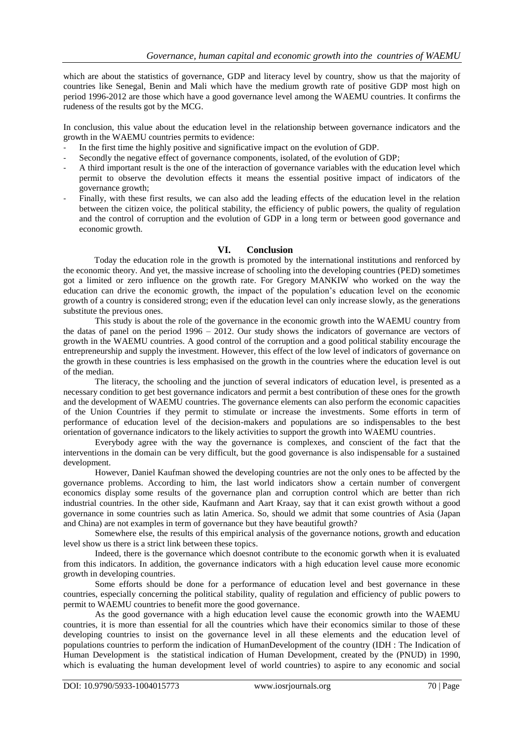which are about the statistics of governance, GDP and literacy level by country, show us that the majority of countries like Senegal, Benin and Mali which have the medium growth rate of positive GDP most high on period 1996-2012 are those which have a good governance level among the WAEMU countries. It confirms the rudeness of the results got by the MCG.

In conclusion, this value about the education level in the relationship between governance indicators and the growth in the WAEMU countries permits to evidence:

- In the first time the highly positive and significative impact on the evolution of GDP.
- Secondly the negative effect of governance components, isolated, of the evolution of GDP;
- A third important result is the one of the interaction of governance variables with the education level which permit to observe the devolution effects it means the essential positive impact of indicators of the governance growth;
- Finally, with these first results, we can also add the leading effects of the education level in the relation between the citizen voice, the political stability, the efficiency of public powers, the quality of regulation and the control of corruption and the evolution of GDP in a long term or between good governance and economic growth.

## VI. Conclusion

Today the education role in the growth is promoted by the international institutions and renforced by the economic theory. And yet, the massive increase of schooling into the developing countries (PED) sometimes got a limited or zero influence on the growth rate. For Gregory MANKIW who worked on the way the education can drive the economic growth, the impact of the population's education level on the economic growth of a country is considered strong; even if the education level can only increase slowly, as the generations substitute the previous ones.

This study is about the role of the governance in the economic growth into the WAEMU country from the datas of panel on the period 1996 – 2012. Our study shows the indicators of governance are vectors of growth in the WAEMU countries. A good control of the corruption and a good political stability encourage the entrepreneurship and supply the investment. However, this effect of the low level of indicators of governance on the growth in these countries is less emphasised on the growth in the countries where the education level is out of the median.

The literacy, the schooling and the junction of several indicators of education level, is presented as a necessary condition to get best governance indicators and permit a best contribution of these ones for the growth and the development of WAEMU countries. The governance elements can also perform the economic capacities of the Union Countries if they permit to stimulate or increase the investments. Some efforts in term of performance of education level of the decision-makers and populations are so indispensables to the best orientation of governance indicators to the likely activities to support the growth into WAEMU countries.

Everybody agree with the way the governance is complexes, and conscient of the fact that the interventions in the domain can be very difficult, but the good governance is also indispensable for a sustained development.

However, Daniel Kaufman showed the developing countries are not the only ones to be affected by the governance problems. According to him, the last world indicators show a certain number of convergent economics display some results of the governance plan and corruption control which are better than rich industrial countries. In the other side, Kaufmann and Aart Kraay, say that it can exist growth without a good governance in some countries such as latin America. So, should we admit that some countries of Asia (Japan and China) are not examples in term of governance but they have beautiful growth?

Somewhere else, the results of this empirical analysis of the governance notions, growth and education level show us there is a strict link between these topics.

Indeed, there is the governance which doesnot contribute to the economic gorwth when it is evaluated from this indicators. In addition, the governance indicators with a high education level cause more economic growth in developing countries.

Some efforts should be done for a performance of education level and best governance in these countries, especially concerning the political stability, quality of regulation and efficiency of public powers to permit to WAEMU countries to benefit more the good governance.

As the good governance with a high education level cause the economic growth into the WAEMU countries, it is more than essential for all the countries which have their economics similar to those of these developing countries to insist on the governance level in all these elements and the education level of populations countries to perform the indication of HumanDevelopment of the country (IDH : The Indication of Human Development is the statistical indication of Human Development, created by the (PNUD) in 1990, which is evaluating the human development level of world countries) to aspire to any economic and social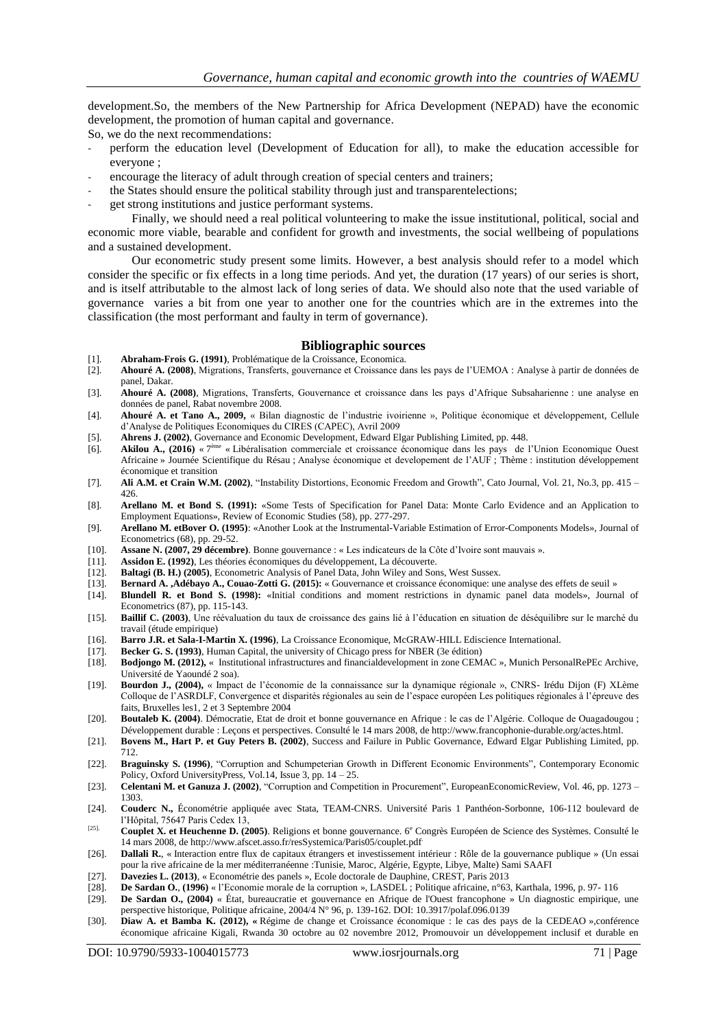development.So, the members of the New Partnership for Africa Development (NEPAD) have the economic development, the promotion of human capital and governance.

So, we do the next recommendations:

- perform the education level (Development of Education for all), to make the education accessible for everyone ;
- encourage the literacy of adult through creation of special centers and trainers;
- the States should ensure the political stability through just and transparentelections;
- get strong institutions and justice performant systems.

Finally, we should need a real political volunteering to make the issue institutional, political, social and economic more viable, bearable and confident for growth and investments, the social wellbeing of populations and a sustained development.

Our econometric study present some limits. However, a best analysis should refer to a model which consider the specific or fix effects in a long time periods. And yet, the duration (17 years) of our series is short, and is itself attributable to the almost lack of long series of data. We should also note that the used variable of governance varies a bit from one year to another one for the countries which are in the extremes into the classification (the most performant and faulty in term of governance).

## Bibliographic sources

[1]. **Abraham-Frois G. (1991)**, Problématique de la Croissance, Economica.

[2]. **Ahouré A. (2008)**, Migrations, Transferts, gouvernance et Croissance dans les pays de l'UEMOA : Analyse à partir de données de panel, Dakar.

[3]. **Ahouré A. (2008)**, Migrations, Transferts, Gouvernance et croissance dans les pays d'Afrique Subsaharienne : une analyse en données de panel, Rabat novembre 2008.

[4]. **Ahouré A. et Tano A., 2009,** « Bilan diagnostic de l'industrie ivoirienne », Politique économique et développement, Cellule d'Analyse de Politiques Economiques du CIRES (CAPEC), Avril 2009

[5]. **Ahrens J. (2002)**, Governance and Economic Development, Edward Elgar Publishing Limited, pp. 448.

[6]. **Akilou A., (2016)** « 7ème « Libéralisation commerciale et croissance économique dans les pays de l'Union Economique Ouest Africaine » Journée Scientifique du Résau ; Analyse économique et developement de l'AUF ; Thème : institution développement économique et transition

[7]. **Ali A.M. et Crain W.M. (2002)**, "Instability Distortions, Economic Freedom and Growth", Cato Journal, Vol. 21, No.3, pp. 415 – 426.

[8]. **Arellano M. et Bond S. (1991):** «Some Tests of Specification for Panel Data: Monte Carlo Evidence and an Application to Employment Equations», Review of Economic Studies (58), pp. 277-297.

[9]. **Arellano M. etBover O. (1995)**: «Another Look at the Instrumental-Variable Estimation of Error-Components Models», Journal of Econometrics (68), pp. 29-52.

[10]. **Assane N. (2007, 29 décembre)**. Bonne gouvernance : « Les indicateurs de la Côte d'Ivoire sont mauvais ».

[11]. **Assidon E. (1992)**, Les théories économiques du développement, La découverte.

[12]. **Baltagi (B. H.) (2005)**, Econometric Analysis of Panel Data, John Wiley and Sons, West Sussex.

[13]. **Bernard A. ,Adébayo A., Couao-Zotti G. (2015):** « Gouvernance et croissance économique: une analyse des effets de seuil »

[14]. **Blundell R. et Bond S. (1998):** «Initial conditions and moment restrictions in dynamic panel data models», Journal of Econometrics (87), pp. 115-143.

[15]. **Baillif C. (2003)**, Une réévaluation du taux de croissance des gains lié à l'éducation en situation de déséquilibre sur le marché du travail (étude empirique)

[16]. **Barro J.R. et Sala-I-Martin X. (1996)**, La Croissance Economique, McGRAW-HILL Ediscience International.

[17]. **Becker G. S. (1993)**, Human Capital, the university of Chicago press for NBER (3e édition)

[18]. **Bodjongo M. (2012),** « Institutional infrastructures and financialdevelopment in zone CEMAC », Munich PersonalRePEc Archive, Université de Yaoundé 2 soa).

[19]. **Bourdon J., (2004),** « Impact de l'économie de la connaissance sur la dynamique régionale », CNRS- Irédu Dijon (F) XLème Colloque de l'ASRDLF, Convergence et disparités régionales au sein de l'espace européen Les politiques régionales à l'épreuve des faits, Bruxelles les1, 2 et 3 Septembre 2004

[20]. **Boutaleb K. (2004)**. Démocratie, Etat de droit et bonne gouvernance en Afrique : le cas de l'Algérie. Colloque de Ouagadougou ; Développement durable : Leçons et perspectives. Consulté le 14 mars 2008, de http://www.francophonie-durable.org/actes.html.

[21]. **Bovens M., Hart P. et Guy Peters B. (2002)**, Success and Failure in Public Governance, Edward Elgar Publishing Limited, pp. 712.

[22]. **Braguinsky S. (1996)**, "Corruption and Schumpeterian Growth in Different Economic Environments", Contemporary Economic Policy, Oxford UniversityPress, Vol.14, Issue 3, pp. 14 – 25.

[23]. **Celentani M. et Ganuza J. (2002)**, "Corruption and Competition in Procurement", EuropeanEconomicReview, Vol. 46, pp. 1273 – 1303.

[24]. **Couderc N.,** Économétrie appliquée avec Stata, TEAM-CNRS. Université Paris 1 Panthéon-Sorbonne, 106-112 boulevard de l'Hôpital, 75647 Paris Cedex 13,

[25]. **Couplet X. et Heuchenne D. (2005)**. Religions et bonne gouvernance. 6e Congrès Européen de Science des Systèmes. Consulté le 14 mars 2008, de http://www.afscet.asso.fr/resSystemica/Paris05/couplet.pdf.

[26]. **Dallali R.**, « Interaction entre flux de capitaux étrangers et investissement intérieur : Rôle de la gouvernance publique » (Un essai pour la rive africaine de la mer méditerranéenne :Tunisie, Maroc, Algérie, Egypte, Libye, Malte) Sami SAAFI

[27]. **Davezies L. (2013)**, « Econométrie des panels », Ecole doctorale de Dauphine, CREST, Paris 2013

[28]. **De Sardan O., (1996)** « l'Economie morale de la corruption », LASDEL ; Politique africaine, n°63, Karthala, 1996, p. 97- 116

[29]. **De Sardan O., (2004)** « État, bureaucratie et gouvernance en Afrique de l'Ouest francophone » Un diagnostic empirique, une perspective historique, Politique africaine, 2004/4 N° 96, p. 139-162. DOI: 10.3917/polaf.096.0139

[30]. **Diaw A. et Bamba K. (2012), «** Régime de change et Croissance économique : le cas des pays de la CEDEAO »,conférence économique africaine Kigali, Rwanda 30 octobre au 02 novembre 2012, Promouvoir un développement inclusif et durable en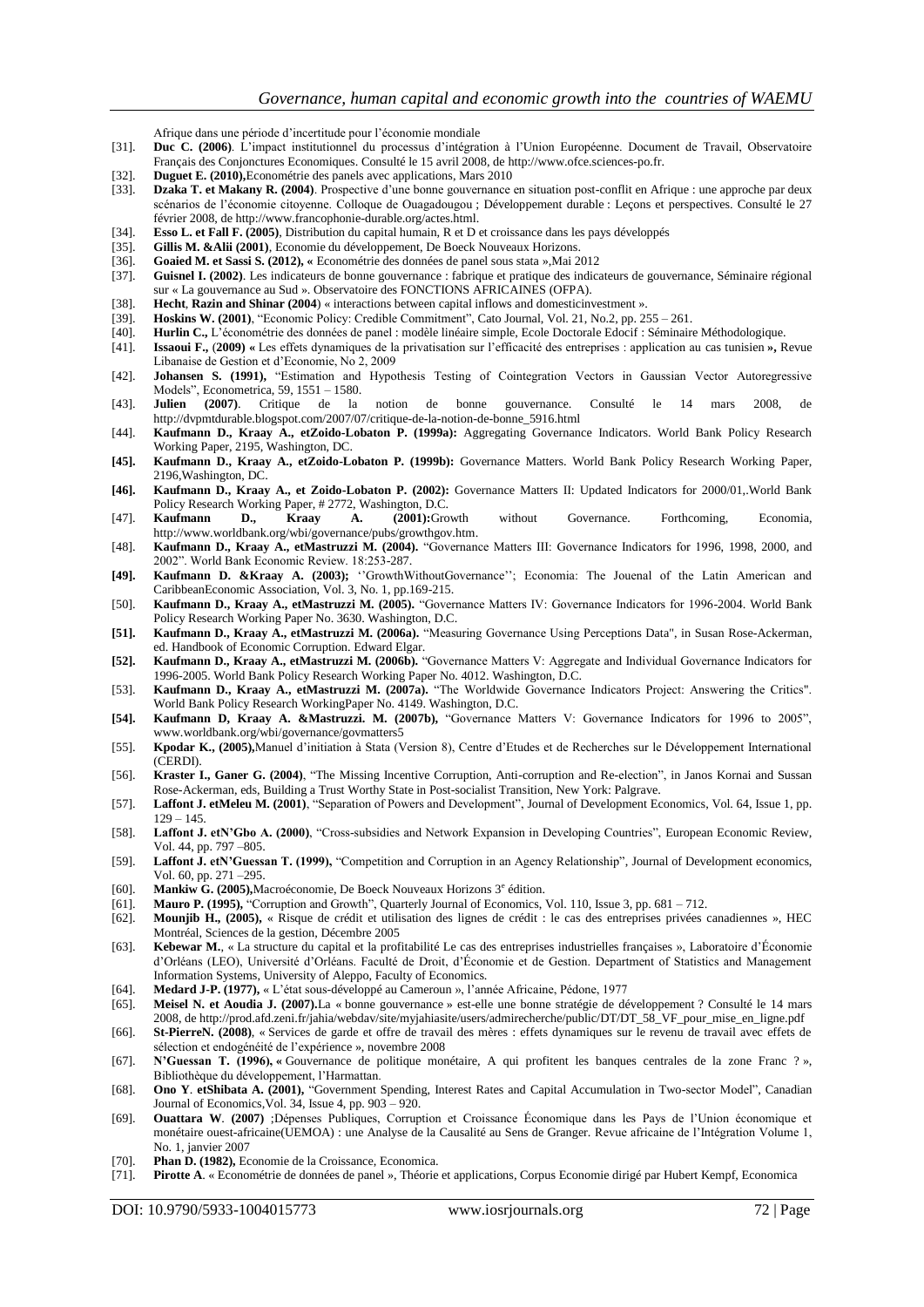Afrique dans une période d'incertitude pour l'économie mondiale

[31]. **Duc C. (2006)**. L'impact institutionnel du processus d'intégration à l'Union Européenne. Document de Travail, Observatoire Français des Conjonctures Economiques. Consulté le 15 avril 2008, de http://www.ofce.sciences-po.fr.

[32]. **Duguet E. (2010),**Econométrie des panels avec applications, Mars 2010

[33]. **Dzaka T. et Makany R. (2004)**. Prospective d'une bonne gouvernance en situation post-conflit en Afrique : une approche par deux scénarios de l'économie citoyenne. Colloque de Ouagadougou ; Développement durable : Leçons et perspectives. Consulté le 27 février 2008, de http://www.francophonie-durable.org/actes.html.

[34]. **Esso L. et Fall F. (2005)**, Distribution du capital humain, R et D et croissance dans les pays développés

[35]. **Gillis M. &Alii (2001)**, Economie du développement, De Boeck Nouveaux Horizons.

[36]. **Goaied M. et Sassi S. (2012), «** Econométrie des données de panel sous stata »,Mai 2012

[37]. **Guisnel I. (2002)**. Les indicateurs de bonne gouvernance : fabrique et pratique des indicateurs de gouvernance, Séminaire régional sur « La gouvernance au Sud ». Observatoire des FONCTIONS AFRICAINES (OFPA).

[38]. **Hecht**, **Razin and Shinar (2004**) « interactions between capital inflows and domesticinvestment ».

[39]. **Hoskins W. (2001)**, "Economic Policy: Credible Commitment", Cato Journal, Vol. 21, No.2, pp. 255 – 261.

[40]. **Hurlin C.,** L'économétrie des données de panel : modèle linéaire simple, Ecole Doctorale Edocif : Séminaire Méthodologique.

[41]. **Issaoui F.,** (**2009) «** Les effets dynamiques de la privatisation sur l'efficacité des entreprises : application au cas tunisien **»,** Revue Libanaise de Gestion et d'Economie, No 2, 2009

[42]. **Johansen S. (1991),** "Estimation and Hypothesis Testing of Cointegration Vectors in Gaussian Vector Autoregressive Models", Econometrica, 59, 1551 – 1580.

[43]. **Julien (2007)**. Critique de la notion de bonne gouvernance. Consulté le 14 mars 2008, de http://dvpmtdurable.blogspot.com/2007/07/critique-de-la-notion-de-bonne_5916.html

[44]. **Kaufmann D., Kraay A., etZoido-Lobaton P. (1999a):** Aggregating Governance Indicators. World Bank Policy Research Working Paper, 2195, Washington, DC.

**[45]. Kaufmann D., Kraay A., etZoido-Lobaton P. (1999b):** Governance Matters. World Bank Policy Research Working Paper, 2196,Washington, DC.

**[46]. Kaufmann D., Kraay A., et Zoido-Lobaton P. (2002):** Governance Matters II: Updated Indicators for 2000/01,.World Bank Policy Research Working Paper, # 2772, Washington, D.C.

[47]. **Kaufmann D., Kraay A. (2001):**Growth without Governance. Forthcoming, Economia, http://www.worldbank.org/wbi/governance/pubs/growthgov.htm.

[48]. **Kaufmann D., Kraay A., etMastruzzi M. (2004).** "Governance Matters III: Governance Indicators for 1996, 1998, 2000, and 2002". World Bank Economic Review. 18:253-287.

**[49]. Kaufmann D. &Kraay A. (2003);** ''GrowthWithoutGovernance''; Economia: The Jouenal of the Latin American and CaribbeanEconomic Association, Vol. 3, No. 1, pp.169-215.

[50]. **Kaufmann D., Kraay A., etMastruzzi M. (2005).** "Governance Matters IV: Governance Indicators for 1996-2004. World Bank Policy Research Working Paper No. 3630. Washington, D.C.

**[51]. Kaufmann D., Kraay A., etMastruzzi M. (2006a).** "Measuring Governance Using Perceptions Data", in Susan Rose-Ackerman, ed. Handbook of Economic Corruption. Edward Elgar.

**[52]. Kaufmann D., Kraay A., etMastruzzi M. (2006b).** "Governance Matters V: Aggregate and Individual Governance Indicators for 1996-2005. World Bank Policy Research Working Paper No. 4012. Washington, D.C.

[53]. **Kaufmann D., Kraay A., etMastruzzi M. (2007a).** "The Worldwide Governance Indicators Project: Answering the Critics". World Bank Policy Research WorkingPaper No. 4149. Washington, D.C.

**[54]. Kaufmann D, Kraay A. &Mastruzzi. M. (2007b),** "Governance Matters V: Governance Indicators for 1996 to 2005", www.worldbank.org/wbi/governance/govmatters5

[55]. **Kpodar K., (2005),**Manuel d'initiation à Stata (Version 8), Centre d'Etudes et de Recherches sur le Développement International (CERDI).

[56]. **Kraster I., Ganer G. (2004)**, "The Missing Incentive Corruption, Anti-corruption and Re-election", in Janos Kornai and Sussan Rose-Ackerman, eds, Building a Trust Worthy State in Post-socialist Transition, New York: Palgrave.

[57]. **Laffont J. etMeleu M. (2001)**, "Separation of Powers and Development", Journal of Development Economics, Vol. 64, Issue 1, pp. 129 – 145.

[58]. **Laffont J. etN'Gbo A. (2000)**, "Cross-subsidies and Network Expansion in Developing Countries", European Economic Review, Vol. 44, pp. 797 –805.

[59]. **Laffont J. etN'Guessan T. (1999),** "Competition and Corruption in an Agency Relationship", Journal of Development economics, Vol. 60, pp. 271 –295.

[60]. **Mankiw G. (2005),**Macroéconomie, De Boeck Nouveaux Horizons 3e édition.

[61]. **Mauro P. (1995),** "Corruption and Growth", Quarterly Journal of Economics, Vol. 110, Issue 3, pp. 681 – 712.

[62]. **Mounjib H., (2005),** « Risque de crédit et utilisation des lignes de crédit : le cas des entreprises privées canadiennes », HEC Montréal, Sciences de la gestion, Décembre 2005

[63]. **Kebewar M.**, « La structure du capital et la profitabilité Le cas des entreprises industrielles françaises », Laboratoire d'Économie d'Orléans (LEO), Université d'Orléans. Faculté de Droit, d'Économie et de Gestion. Department of Statistics and Management Information Systems, University of Aleppo, Faculty of Economics.

[64]. **Medard J-P. (1977),** « L'état sous-développé au Cameroun », l'année Africaine, Pédone, 1977

[65]. **Meisel N. et Aoudia J. (2007).**La « bonne gouvernance » est-elle une bonne stratégie de développement ? Consulté le 14 mars 2008, de http://prod.afd.zeni.fr/jahia/webdav/site/myjahiasite/users/admirecherche/public/DT/DT_58_VF_pour_mise_en_ligne.pdf

[66]. **St-PierreN. (2008)**, « Services de garde et offre de travail des mères : effets dynamiques sur le revenu de travail avec effets de sélection et endogénéité de l'expérience », novembre 2008

[67]. **N'Guessan T. (1996), «** Gouvernance de politique monétaire, A qui profitent les banques centrales de la zone Franc ? », Bibliothèque du développement, l'Harmattan.

[68]. **Ono Y**. **etShibata A. (2001),** "Government Spending, Interest Rates and Capital Accumulation in Two-sector Model", Canadian Journal of Economics,Vol. 34, Issue 4, pp. 903 – 920.

[69]. **Ouattara W**. **(2007)** ;Dépenses Publiques, Corruption et Croissance Économique dans les Pays de l'Union économique et monétaire ouest-africaine(UEMOA) : une Analyse de la Causalité au Sens de Granger. Revue africaine de l'Intégration Volume 1, No. 1, janvier 2007

[70]. **Phan D. (1982),** Economie de la Croissance, Economica.

[71]. **Pirotte A**. « Econométrie de données de panel », Théorie et applications, Corpus Economie dirigé par Hubert Kempf, Economica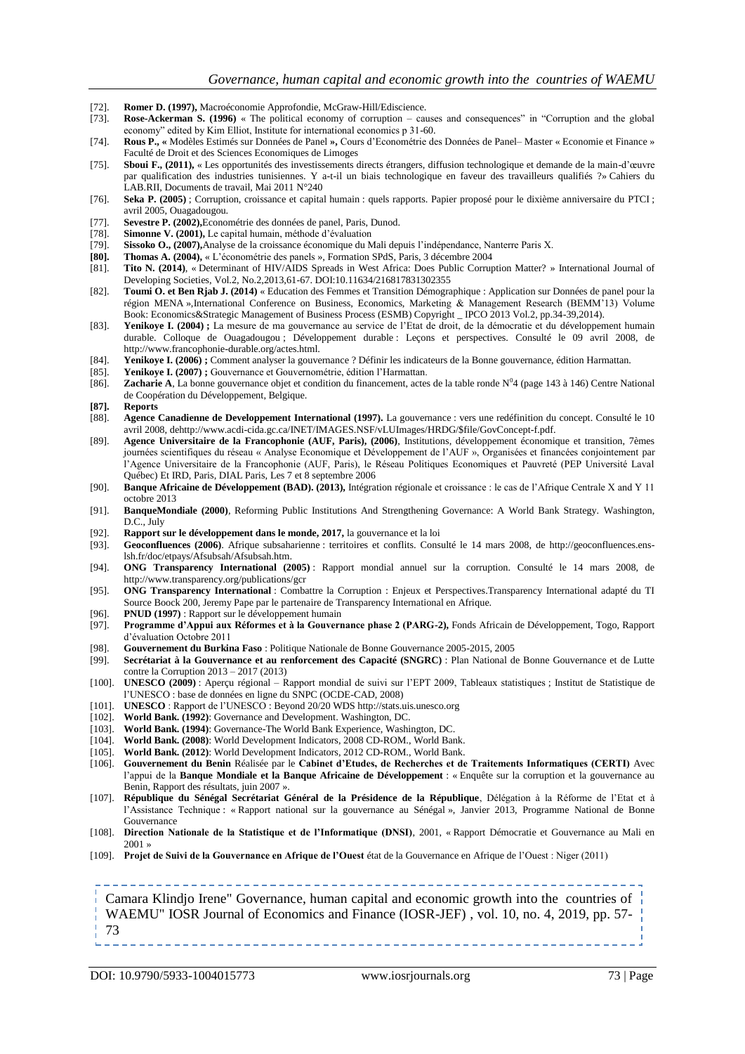[72]. **Romer D. (1997),** Macroéconomie Approfondie, McGraw-Hill/Ediscience.

[73]. **Rose-Ackerman S. (1996)** « The political economy of corruption – causes and consequences" in "Corruption and the global economy" edited by Kim Elliot, Institute for international economics p 31-60.

[74]. **Rous P., «** Modèles Estimés sur Données de Panel **»,** Cours d'Econométrie des Données de Panel– Master « Economie et Finance » Faculté de Droit et des Sciences Economiques de Limoges

[75]. **Sboui F., (2011),** « Les opportunités des investissements directs étrangers, diffusion technologique et demande de la main-d'œuvre par qualification des industries tunisiennes. Y a-t-il un biais technologique en faveur des travailleurs qualifiés ?» Cahiers du LAB.RII, Documents de travail, Mai 2011 N°240

[76]. **Seka P. (2005)** ; Corruption, croissance et capital humain : quels rapports. Papier proposé pour le dixième anniversaire du PTCI ; avril 2005, Ouagadougou.

[77]. **Sevestre P. (2002),**Econométrie des données de panel, Paris, Dunod.

[78]. **Simonne V. (2001),** Le capital humain, méthode d'évaluation

[79]. **Sissoko O., (2007),**Analyse de la croissance économique du Mali depuis l'indépendance, Nanterre Paris X.

**[80].** **Thomas A. (2004),** « L'économétrie des panels », Formation SPdS, Paris, 3 décembre 2004

[81]. **Tito N. (2014)**, « Determinant of HIV/AIDS Spreads in West Africa: Does Public Corruption Matter? » International Journal of Developing Societies, Vol.2, No.2,2013,61-67. DOI:10.11634/216817831302355

[82]. **Toumi O. et Ben Rjab J. (2014)** « Education des Femmes et Transition Démographique : Application sur Données de panel pour la région MENA »,International Conference on Business, Economics, Marketing & Management Research (BEMM'13) Volume Book: Economics&Strategic Management of Business Process (ESMB) Copyright _ IPCO 2013 Vol.2, pp.34-39,2014).

[83]. **Yenikoye I. (2004) ;** La mesure de ma gouvernance au service de l'Etat de droit, de la démocratie et du développement humain durable. Colloque de Ouagadougou ; Développement durable : Leçons et perspectives. Consulté le 09 avril 2008, de http://www.francophonie-durable.org/actes.html.

[84]. **Yenikoye I. (2006) ;** Comment analyser la gouvernance ? Définir les indicateurs de la Bonne gouvernance, édition Harmattan.

[85]. **Yenikoye I. (2007) ;** Gouvernance et Gouvernométrie, édition l'Harmattan.

[86]. **Zacharie A**, La bonne gouvernance objet et condition du financement, actes de la table ronde N°4 (page 143 à 146) Centre National de Coopération du Développement, Belgique.

**[87].** **Reports**

[88]. **Agence Canadienne de Developpement International (1997).** La gouvernance : vers une redéfinition du concept. Consulté le 10 avril 2008, dehttp://www.acdi-cida.gc.ca/INET/IMAGES.NSF/vLUImages/HRDG/$file/GovConcept-f.pdf.

[89]. **Agence Universitaire de la Francophonie (AUF, Paris), (2006)**, Institutions, développement économique et transition, 7èmes journées scientifiques du réseau « Analyse Economique et Développement de l'AUF », Organisées et financées conjointement par l'Agence Universitaire de la Francophonie (AUF, Paris), le Réseau Politiques Economiques et Pauvreté (PEP Université Laval Québec) Et IRD, Paris, DIAL Paris, Les 7 et 8 septembre 2006

[90]. **Banque Africaine de Développement (BAD). (2013),** Intégration régionale et croissance : le cas de l'Afrique Centrale X and Y 11 octobre 2013

[91]. **BanqueMondiale (2000)**, Reforming Public Institutions And Strengthening Governance: A World Bank Strategy. Washington, D.C., July

[92]. **Rapport sur le développement dans le monde, 2017,** la gouvernance et la loi

[93]. **Geoconfluences (2006)**. Afrique subsaharienne : territoires et conflits. Consulté le 14 mars 2008, de http://geoconfluences.ens-lsh.fr/doc/etpays/Afsubsah/Afsubsah.htm.

[94]. **ONG Transparency International (2005)** : Rapport mondial annuel sur la corruption. Consulté le 14 mars 2008, de http://www.transparency.org/publications/gcr

[95]. **ONG Transparency International** : Combattre la Corruption : Enjeux et Perspectives.Transparency International adapté du TI Source Boock 200, Jeremy Pape par le partenaire de Transparency International en Afrique.

[96]. **PNUD (1997)** : Rapport sur le développement humain

[97]. **Programme d'Appui aux Réformes et à la Gouvernance phase 2 (PARG-2),** Fonds Africain de Développement, Togo, Rapport d'évaluation Octobre 2011

[98]. **Gouvernement du Burkina Faso** : Politique Nationale de Bonne Gouvernance 2005-2015, 2005

[99]. **Secrétariat à la Gouvernance et au renforcement des Capacité (SNGRC)** : Plan National de Bonne Gouvernance et de Lutte contre la Corruption 2013 – 2017 (2013)

[100]. **UNESCO (2009)** : Aperçu régional – Rapport mondial de suivi sur l'EPT 2009, Tableaux statistiques ; Institut de Statistique de l'UNESCO : base de données en ligne du SNPC (OCDE-CAD, 2008)

[101]. **UNESCO** : Rapport de l'UNESCO : Beyond 20/20 WDS http://stats.uis.unesco.org

[102]. **World Bank. (1992)**: Governance and Development. Washington, DC.

[103]. **World Bank. (1994)**: Governance-The World Bank Experience, Washington, DC.

[104]. **World Bank. (2008)**: World Development Indicators, 2008 CD-ROM., World Bank.

[105]. **World Bank. (2012)**: World Development Indicators, 2012 CD-ROM., World Bank.

[106]. **Gouvernement du Benin** Réalisée par le **Cabinet d'Etudes, de Recherches et de Traitements Informatiques (CERTI)** Avec l'appui de la **Banque Mondiale et la Banque Africaine de Développement** : « Enquête sur la corruption et la gouvernance au Benin, Rapport des résultats, juin 2007 ».

[107]. **République du Sénégal Secrétariat Général de la Présidence de la République**, Délégation à la Réforme de l'Etat et à l'Assistance Technique : « Rapport national sur la gouvernance au Sénégal », Janvier 2013, Programme National de Bonne Gouvernance

[108]. **Direction Nationale de la Statistique et de l'Informatique (DNSI)**, 2001, « Rapport Démocratie et Gouvernance au Mali en 2001 »

[109]. **Projet de Suivi de la Gouvernance en Afrique de l'Ouest** état de la Gouvernance en Afrique de l'Ouest : Niger (2011)

Camara Klindjo Irene" Governance, human capital and economic growth into the countries of WAEMU" IOSR Journal of Economics and Finance (IOSR-JEF) , vol. 10, no. 4, 2019, pp. 57-73